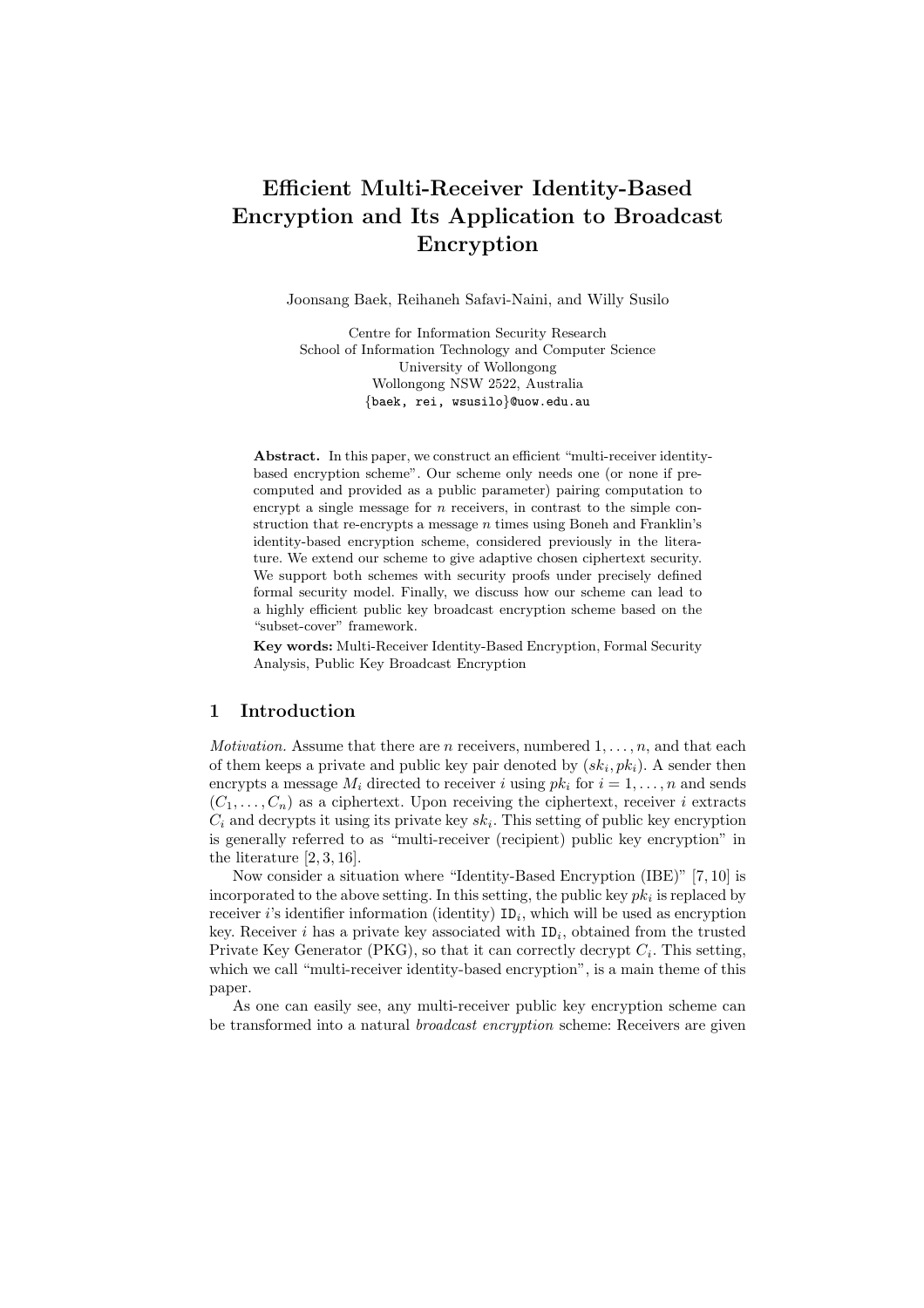# Efficient Multi-Receiver Identity-Based Encryption and Its Application to Broadcast Encryption

Joonsang Baek, Reihaneh Safavi-Naini, and Willy Susilo

Centre for Information Security Research
School of Information Technology and Computer Science
University of Wollongong
Wollongong NSW 2522, Australia
{baek, rei, wsusilo}@uow.edu.au

**Abstract.** In this paper, we construct an efficient "multi-receiver identity-based encryption scheme". Our scheme only needs one (or none if precomputed and provided as a public parameter) pairing computation to encrypt a single message for $n$ receivers, in contrast to the simple construction that re-encrypts a message $n$ times using Boneh and Franklin's identity-based encryption scheme, considered previously in the literature. We extend our scheme to give adaptive chosen ciphertext security. We support both schemes with security proofs under precisely defined formal security model. Finally, we discuss how our scheme can lead to a highly efficient public key broadcast encryption scheme based on the "subset-cover" framework.

**Key words:** Multi-Receiver Identity-Based Encryption, Formal Security Analysis, Public Key Broadcast Encryption

## 1 Introduction

*Motivation.* Assume that there are $n$ receivers, numbered $1, \ldots, n$, and that each of them keeps a private and public key pair denoted by $(sk_i, pk_i)$. A sender then encrypts a message $M_i$ directed to receiver $i$ using $pk_i$ for $i = 1, \ldots, n$ and sends $(C_1, \ldots, C_n)$ as a ciphertext. Upon receiving the ciphertext, receiver $i$ extracts $C_i$ and decrypts it using its private key $sk_i$. This setting of public key encryption is generally referred to as "multi-receiver (recipient) public key encryption" in the literature [2, 3, 16].

Now consider a situation where "Identity-Based Encryption (IBE)" [7, 10] is incorporated to the above setting. In this setting, the public key $pk_i$ is replaced by receiver $i$'s identifier information (identity) $\mathtt{ID}_i$, which will be used as encryption key. Receiver $i$ has a private key associated with $\mathtt{ID}_i$, obtained from the trusted Private Key Generator (PKG), so that it can correctly decrypt $C_i$. This setting, which we call "multi-receiver identity-based encryption", is a main theme of this paper.

As one can easily see, any multi-receiver public key encryption scheme can be transformed into a natural *broadcast encryption* scheme: Receivers are given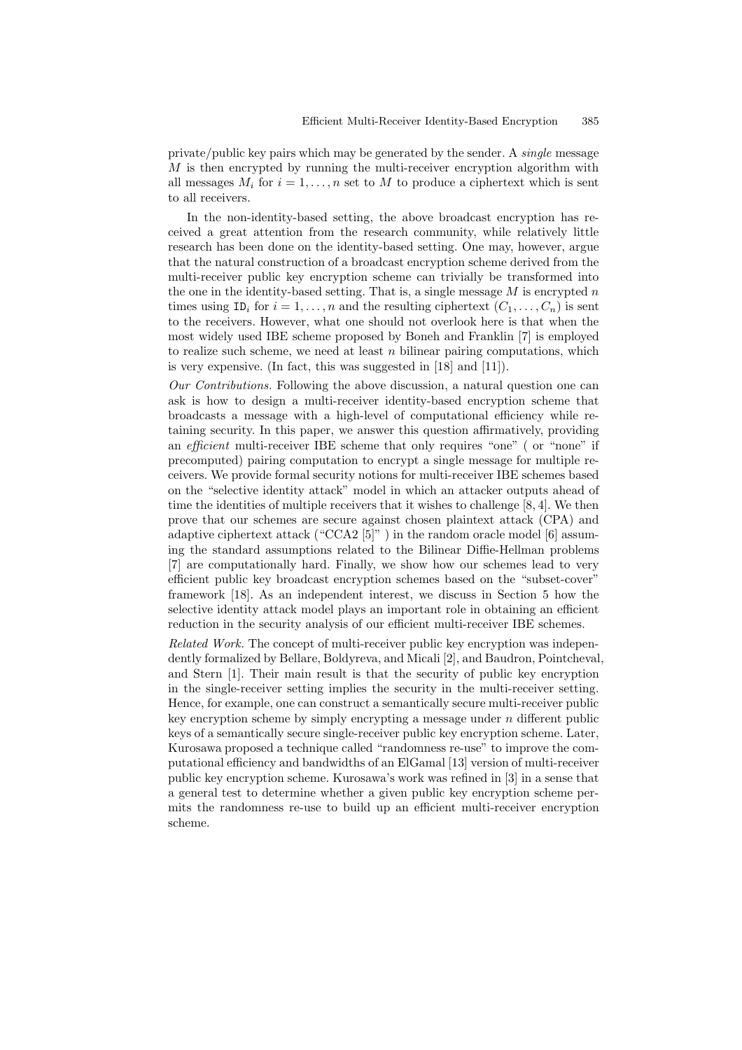private/public key pairs which may be generated by the sender. A *single* message $M$ is then encrypted by running the multi-receiver encryption algorithm with all messages $M_i$ for $i = 1, \ldots, n$ set to $M$ to produce a ciphertext which is sent to all receivers.

In the non-identity-based setting, the above broadcast encryption has received a great attention from the research community, while relatively little research has been done on the identity-based setting. One may, however, argue that the natural construction of a broadcast encryption scheme derived from the multi-receiver public key encryption scheme can trivially be transformed into the one in the identity-based setting. That is, a single message $M$ is encrypted $n$ times using $\texttt{ID}_i$ for $i = 1, \ldots, n$ and the resulting ciphertext $(C_1, \ldots, C_n)$ is sent to the receivers. However, what one should not overlook here is that when the most widely used IBE scheme proposed by Boneh and Franklin [7] is employed to realize such scheme, we need at least $n$ bilinear pairing computations, which is very expensive. (In fact, this was suggested in [18] and [11]).

*Our Contributions.* Following the above discussion, a natural question one can ask is how to design a multi-receiver identity-based encryption scheme that broadcasts a message with a high-level of computational efficiency while retaining security. In this paper, we answer this question affirmatively, providing an *efficient* multi-receiver IBE scheme that only requires "one" ( or "none" if precomputed) pairing computation to encrypt a single message for multiple receivers. We provide formal security notions for multi-receiver IBE schemes based on the "selective identity attack" model in which an attacker outputs ahead of time the identities of multiple receivers that it wishes to challenge [8, 4]. We then prove that our schemes are secure against chosen plaintext attack (CPA) and adaptive ciphertext attack ("CCA2 [5]" ) in the random oracle model [6] assuming the standard assumptions related to the Bilinear Diffie-Hellman problems [7] are computationally hard. Finally, we show how our schemes lead to very efficient public key broadcast encryption schemes based on the "subset-cover" framework [18]. As an independent interest, we discuss in Section 5 how the selective identity attack model plays an important role in obtaining an efficient reduction in the security analysis of our efficient multi-receiver IBE schemes.

*Related Work.* The concept of multi-receiver public key encryption was independently formalized by Bellare, Boldyreva, and Micali [2], and Baudron, Pointcheval, and Stern [1]. Their main result is that the security of public key encryption in the single-receiver setting implies the security in the multi-receiver setting. Hence, for example, one can construct a semantically secure multi-receiver public key encryption scheme by simply encrypting a message under $n$ different public keys of a semantically secure single-receiver public key encryption scheme. Later, Kurosawa proposed a technique called "randomness re-use" to improve the computational efficiency and bandwidths of an ElGamal [13] version of multi-receiver public key encryption scheme. Kurosawa's work was refined in [3] in a sense that a general test to determine whether a given public key encryption scheme permits the randomness re-use to build up an efficient multi-receiver encryption scheme.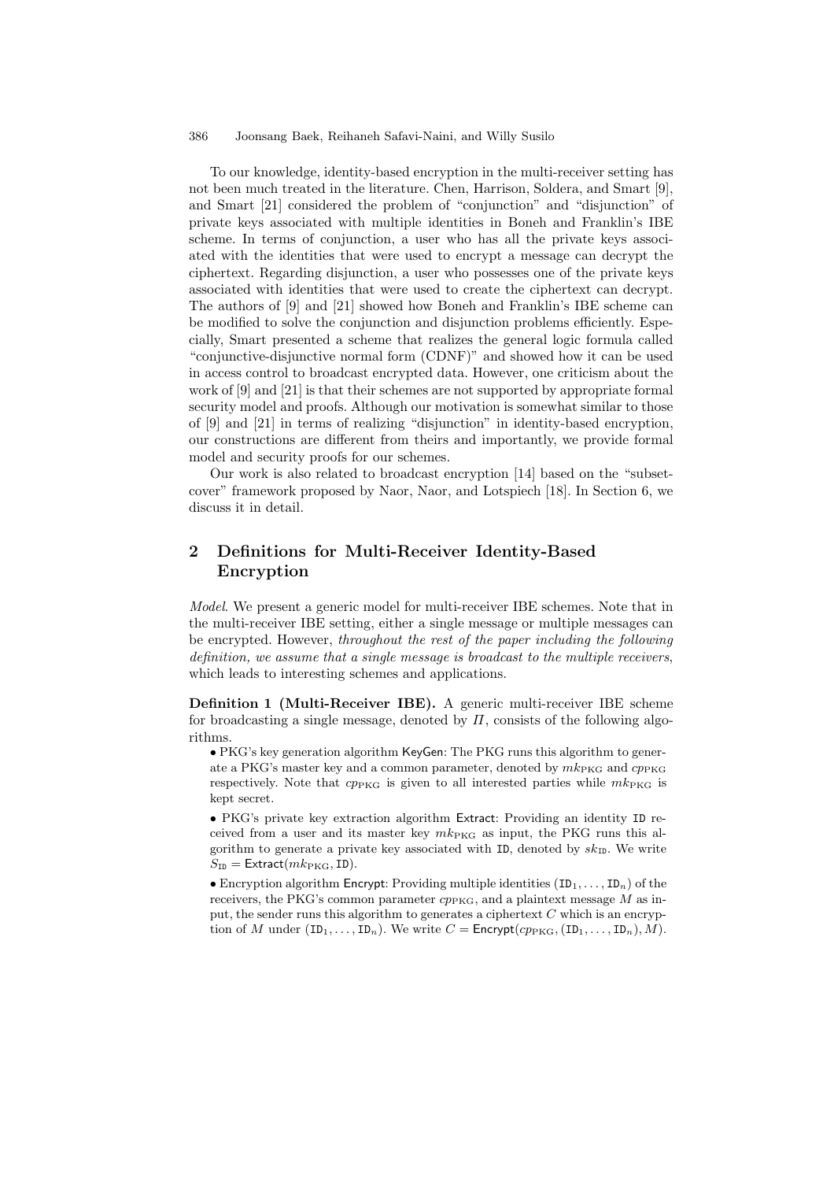To our knowledge, identity-based encryption in the multi-receiver setting has not been much treated in the literature. Chen, Harrison, Soldera, and Smart [9], and Smart [21] considered the problem of "conjunction" and "disjunction" of private keys associated with multiple identities in Boneh and Franklin's IBE scheme. In terms of conjunction, a user who has all the private keys associated with the identities that were used to encrypt a message can decrypt the ciphertext. Regarding disjunction, a user who possesses one of the private keys associated with identities that were used to create the ciphertext can decrypt. The authors of [9] and [21] showed how Boneh and Franklin's IBE scheme can be modified to solve the conjunction and disjunction problems efficiently. Especially, Smart presented a scheme that realizes the general logic formula called "conjunctive-disjunctive normal form (CDNF)" and showed how it can be used in access control to broadcast encrypted data. However, one criticism about the work of [9] and [21] is that their schemes are not supported by appropriate formal security model and proofs. Although our motivation is somewhat similar to those of [9] and [21] in terms of realizing "disjunction" in identity-based encryption, our constructions are different from theirs and importantly, we provide formal model and security proofs for our schemes.

Our work is also related to broadcast encryption [14] based on the "subset-cover" framework proposed by Naor, Naor, and Lotspiech [18]. In Section 6, we discuss it in detail.

## 2 Definitions for Multi-Receiver Identity-Based Encryption

*Model*. We present a generic model for multi-receiver IBE schemes. Note that in the multi-receiver IBE setting, either a single message or multiple messages can be encrypted. However, *throughout the rest of the paper including the following definition, we assume that a single message is broadcast to the multiple receivers*, which leads to interesting schemes and applications.

**Definition 1 (Multi-Receiver IBE).** A generic multi-receiver IBE scheme for broadcasting a single message, denoted by $\Pi$, consists of the following algorithms.

- PKG's key generation algorithm $\mathsf{KeyGen}$: The PKG runs this algorithm to generate a PKG's master key and a common parameter, denoted by $mk_{\text{PKG}}$ and $cp_{\text{PKG}}$ respectively. Note that $cp_{\text{PKG}}$ is given to all interested parties while $mk_{\text{PKG}}$ is kept secret.
- PKG's private key extraction algorithm $\mathsf{Extract}$: Providing an identity $\mathtt{ID}$ received from a user and its master key $mk_{\text{PKG}}$ as input, the PKG runs this algorithm to generate a private key associated with $\mathtt{ID}$, denoted by $sk_{\mathtt{ID}}$. We write $S_{\mathtt{ID}} = \mathsf{Extract}(mk_{\text{PKG}}, \mathtt{ID})$.
- Encryption algorithm $\mathsf{Encrypt}$: Providing multiple identities $(\mathtt{ID}_1, \ldots, \mathtt{ID}_n)$ of the receivers, the PKG's common parameter $cp_{\text{PKG}}$, and a plaintext message $M$ as input, the sender runs this algorithm to generates a ciphertext $C$ which is an encryption of $M$ under $(\mathtt{ID}_1, \ldots, \mathtt{ID}_n)$. We write $C = \mathsf{Encrypt}(cp_{\text{PKG}}, (\mathtt{ID}_1, \ldots, \mathtt{ID}_n), M)$.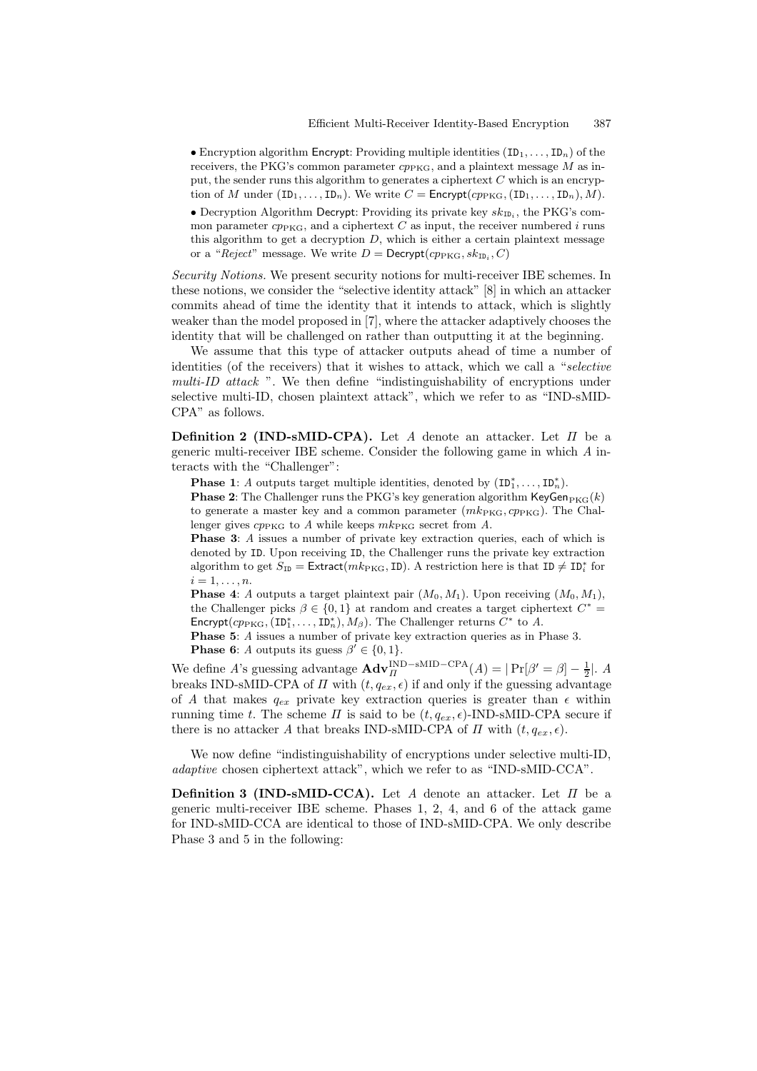• Encryption algorithm Encrypt: Providing multiple identities $(\mathtt{ID}_1, \ldots, \mathtt{ID}_n)$ of the receivers, the PKG's common parameter $cp_{\mathrm{PKG}}$, and a plaintext message $M$ as input, the sender runs this algorithm to generates a ciphertext $C$ which is an encryption of $M$ under $(\mathtt{ID}_1, \ldots, \mathtt{ID}_n)$. We write $C = \mathsf{Encrypt}(cp_{\mathrm{PKG}}, (\mathtt{ID}_1, \ldots, \mathtt{ID}_n), M)$.

• Decryption Algorithm Decrypt: Providing its private key $sk_{\mathtt{ID}_i}$, the PKG's common parameter $cp_{\mathrm{PKG}}$, and a ciphertext $C$ as input, the receiver numbered $i$ runs this algorithm to get a decryption $D$, which is either a certain plaintext message or a "*Reject*" message. We write $D = \mathsf{Decrypt}(cp_{\mathrm{PKG}}, sk_{\mathtt{ID}_i}, C)$

*Security Notions.* We present security notions for multi-receiver IBE schemes. In these notions, we consider the "selective identity attack" [8] in which an attacker commits ahead of time the identity that it intends to attack, which is slightly weaker than the model proposed in [7], where the attacker adaptively chooses the identity that will be challenged on rather than outputting it at the beginning.

We assume that this type of attacker outputs ahead of time a number of identities (of the receivers) that it wishes to attack, which we call a "*selective multi-ID attack* ". We then define "indistinguishability of encryptions under selective multi-ID, chosen plaintext attack", which we refer to as "IND-sMID-CPA" as follows.

**Definition 2 (IND-sMID-CPA).** Let $A$ denote an attacker. Let $\Pi$ be a generic multi-receiver IBE scheme. Consider the following game in which $A$ interacts with the "Challenger":

**Phase 1**: $A$ outputs target multiple identities, denoted by $(\mathtt{ID}_1^*, \ldots, \mathtt{ID}_n^*)$.
**Phase 2**: The Challenger runs the PKG's key generation algorithm $\mathsf{KeyGen}_{\mathrm{PKG}}(k)$ to generate a master key and a common parameter $(mk_{\mathrm{PKG}}, cp_{\mathrm{PKG}})$. The Challenger gives $cp_{\mathrm{PKG}}$ to $A$ while keeps $mk_{\mathrm{PKG}}$ secret from $A$.
**Phase 3**: $A$ issues a number of private key extraction queries, each of which is denoted by ID. Upon receiving ID, the Challenger runs the private key extraction algorithm to get $S_{\mathtt{ID}} = \mathsf{Extract}(mk_{\mathrm{PKG}}, \mathtt{ID})$. A restriction here is that $\mathtt{ID} \neq \mathtt{ID}_i^*$ for $i = 1, \ldots, n$.
**Phase 4**: $A$ outputs a target plaintext pair $(M_0, M_1)$. Upon receiving $(M_0, M_1)$, the Challenger picks $\beta \in \{0, 1\}$ at random and creates a target ciphertext $C^* = \mathsf{Encrypt}(cp_{\mathrm{PKG}}, (\mathtt{ID}_1^*, \ldots, \mathtt{ID}_n^*), M_\beta)$. The Challenger returns $C^*$ to $A$.
**Phase 5**: $A$ issues a number of private key extraction queries as in Phase 3.
**Phase 6**: $A$ outputs its guess $\beta' \in \{0, 1\}$.

We define $A$'s guessing advantage $\mathbf{Adv}_{\Pi}^{\mathrm{IND-sMID-CPA}}(A) = |\Pr[\beta' = \beta] - \frac{1}{2}|$. $A$ breaks IND-sMID-CPA of $\Pi$ with $(t, q_{ex}, \epsilon)$ if and only if the guessing advantage of $A$ that makes $q_{ex}$ private key extraction queries is greater than $\epsilon$ within running time $t$. The scheme $\Pi$ is said to be $(t, q_{ex}, \epsilon)$-IND-sMID-CPA secure if there is no attacker $A$ that breaks IND-sMID-CPA of $\Pi$ with $(t, q_{ex}, \epsilon)$.

We now define "indistinguishability of encryptions under selective multi-ID, *adaptive* chosen ciphertext attack", which we refer to as "IND-sMID-CCA".

**Definition 3 (IND-sMID-CCA).** Let $A$ denote an attacker. Let $\Pi$ be a generic multi-receiver IBE scheme. Phases 1, 2, 4, and 6 of the attack game for IND-sMID-CCA are identical to those of IND-sMID-CPA. We only describe Phase 3 and 5 in the following: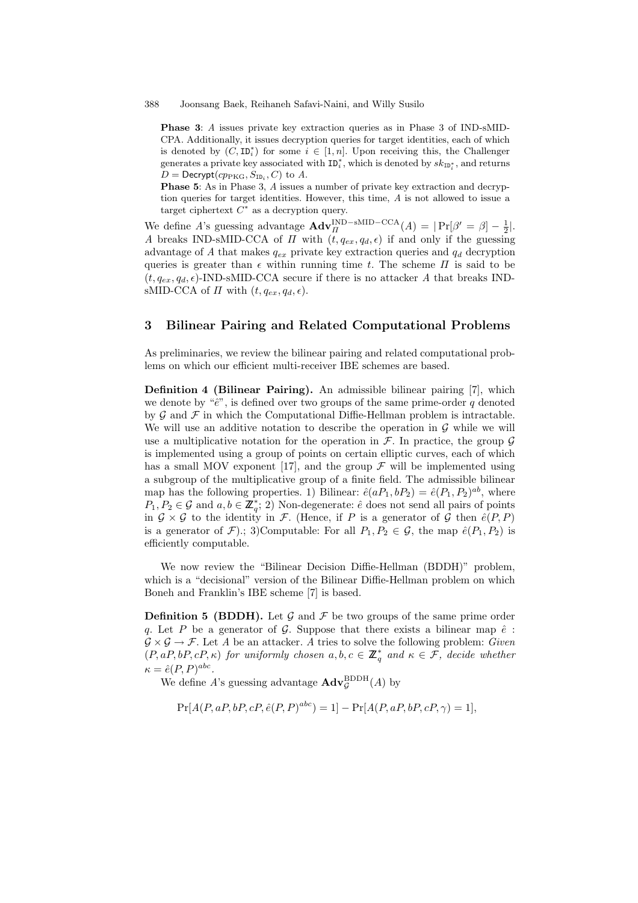**Phase 3**: $A$ issues private key extraction queries as in Phase 3 of IND-sMID-CPA. Additionally, it issues decryption queries for target identities, each of which is denoted by $(C, \mathtt{ID}_i^*)$ for some $i \in [1, n]$. Upon receiving this, the Challenger generates a private key associated with $\mathtt{ID}_i^*$, which is denoted by $sk_{\mathtt{ID}_i^*}$, and returns $D = \mathsf{Decrypt}(cp_{\mathrm{PKG}}, S_{\mathtt{ID}_i}, C)$ to $A$.

**Phase 5**: As in Phase 3, $A$ issues a number of private key extraction and decryption queries for target identities. However, this time, $A$ is not allowed to issue a target ciphertext $C^*$ as a decryption query.

We define $A$'s guessing advantage $\mathbf{Adv}_{\Pi}^{\mathrm{IND-sMID-CCA}}(A) = |\Pr[\beta' = \beta] - \frac{1}{2}|$. $A$ breaks IND-sMID-CCA of $\Pi$ with $(t, q_{ex}, q_d, \epsilon)$ if and only if the guessing advantage of $A$ that makes $q_{ex}$ private key extraction queries and $q_d$ decryption queries is greater than $\epsilon$ within running time $t$. The scheme $\Pi$ is said to be $(t, q_{ex}, q_d, \epsilon)$-IND-sMID-CCA secure if there is no attacker $A$ that breaks IND-sMID-CCA of $\Pi$ with $(t, q_{ex}, q_d, \epsilon)$.

## 3 Bilinear Pairing and Related Computational Problems

As preliminaries, we review the bilinear pairing and related computational problems on which our efficient multi-receiver IBE schemes are based.

**Definition 4 (Bilinear Pairing).** An admissible bilinear pairing [7], which we denote by "$\hat{e}$", is defined over two groups of the same prime-order $q$ denoted by $\mathcal{G}$ and $\mathcal{F}$ in which the Computational Diffie-Hellman problem is intractable. We will use an additive notation to describe the operation in $\mathcal{G}$ while we will use a multiplicative notation for the operation in $\mathcal{F}$. In practice, the group $\mathcal{G}$ is implemented using a group of points on certain elliptic curves, each of which has a small MOV exponent [17], and the group $\mathcal{F}$ will be implemented using a subgroup of the multiplicative group of a finite field. The admissible bilinear map has the following properties. 1) Bilinear: $\hat{e}(aP_1, bP_2) = \hat{e}(P_1, P_2)^{ab}$, where $P_1, P_2 \in \mathcal{G}$ and $a, b \in \mathbb{Z}_q^*$; 2) Non-degenerate: $\hat{e}$ does not send all pairs of points in $\mathcal{G} \times \mathcal{G}$ to the identity in $\mathcal{F}$. (Hence, if $P$ is a generator of $\mathcal{G}$ then $\hat{e}(P, P)$ is a generator of $\mathcal{F}$).; 3)Computable: For all $P_1, P_2 \in \mathcal{G}$, the map $\hat{e}(P_1, P_2)$ is efficiently computable.

We now review the "Bilinear Decision Diffie-Hellman (BDDH)" problem, which is a "decisional" version of the Bilinear Diffie-Hellman problem on which Boneh and Franklin's IBE scheme [7] is based.

**Definition 5 (BDDH).** Let $\mathcal{G}$ and $\mathcal{F}$ be two groups of the same prime order $q$. Let $P$ be a generator of $\mathcal{G}$. Suppose that there exists a bilinear map $\hat{e} : \mathcal{G} \times \mathcal{G} \rightarrow \mathcal{F}$. Let $A$ be an attacker. $A$ tries to solve the following problem: *Given* $(P, aP, bP, cP, \kappa)$ *for uniformly chosen* $a, b, c \in \mathbb{Z}_q^*$ *and* $\kappa \in \mathcal{F}$, *decide whether* $\kappa = \hat{e}(P, P)^{abc}$.

We define $A$'s guessing advantage $\mathbf{Adv}_{\mathcal{G}}^{\mathrm{BDDH}}(A)$ by

$$\Pr[A(P, aP, bP, cP, \hat{e}(P, P)^{abc}) = 1] - \Pr[A(P, aP, bP, cP, \gamma) = 1],$$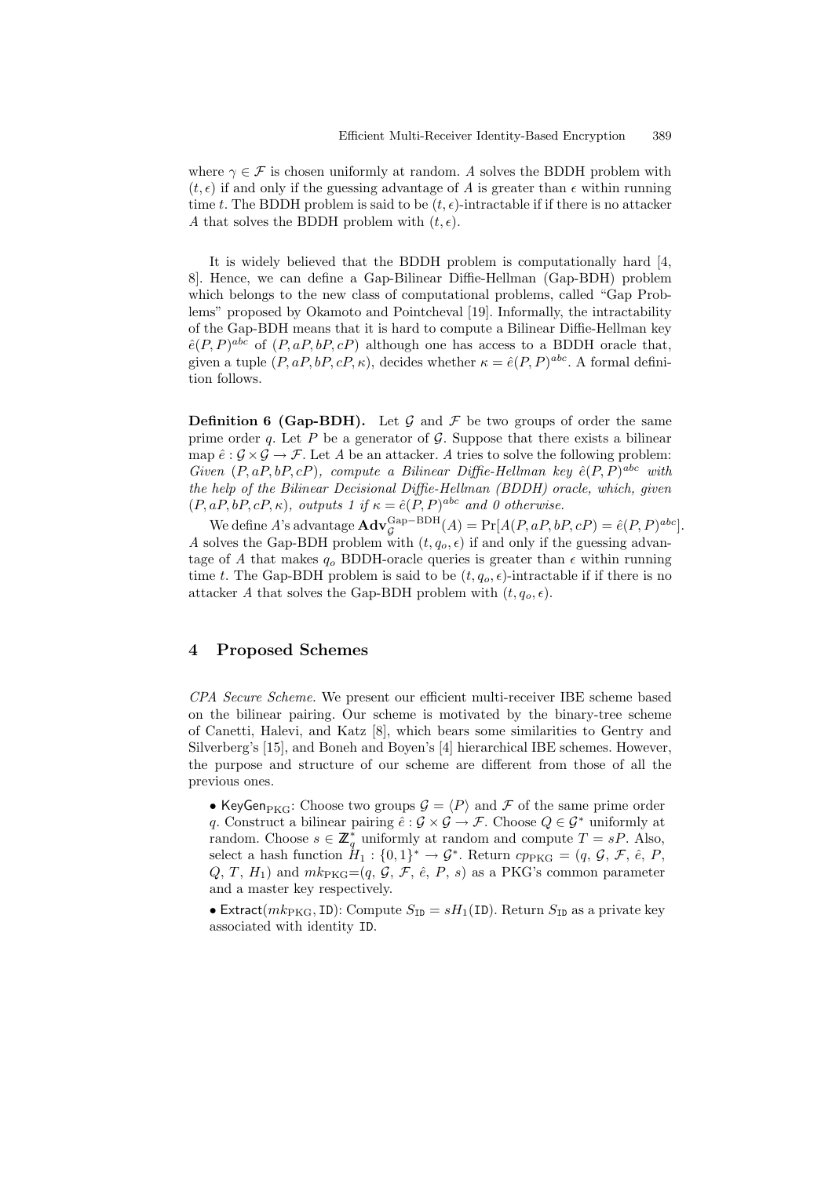where $\gamma \in \mathcal{F}$ is chosen uniformly at random. $A$ solves the BDDH problem with $(t, \epsilon)$ if and only if the guessing advantage of $A$ is greater than $\epsilon$ within running time $t$. The BDDH problem is said to be $(t, \epsilon)$-intractable if if there is no attacker $A$ that solves the BDDH problem with $(t, \epsilon)$.

It is widely believed that the BDDH problem is computationally hard [4, 8]. Hence, we can define a Gap-Bilinear Diffie-Hellman (Gap-BDH) problem which belongs to the new class of computational problems, called "Gap Problems" proposed by Okamoto and Pointcheval [19]. Informally, the intractability of the Gap-BDH means that it is hard to compute a Bilinear Diffie-Hellman key $\hat{e}(P,P)^{abc}$ of $(P, aP, bP, cP)$ although one has access to a BDDH oracle that, given a tuple $(P, aP, bP, cP, \kappa)$, decides whether $\kappa = \hat{e}(P,P)^{abc}$. A formal definition follows.

**Definition 6 (Gap-BDH).** Let $\mathcal{G}$ and $\mathcal{F}$ be two groups of order the same prime order $q$. Let $P$ be a generator of $\mathcal{G}$. Suppose that there exists a bilinear map $\hat{e} : \mathcal{G} \times \mathcal{G} \rightarrow \mathcal{F}$. Let $A$ be an attacker. $A$ tries to solve the following problem: *Given $(P, aP, bP, cP)$, compute a Bilinear Diffie-Hellman key $\hat{e}(P,P)^{abc}$ with the help of the Bilinear Decisional Diffie-Hellman (BDDH) oracle, which, given $(P, aP, bP, cP, \kappa)$, outputs 1 if $\kappa = \hat{e}(P,P)^{abc}$ and 0 otherwise.*

We define $A$'s advantage $\mathbf{Adv}_{\mathcal{G}}^{\text{Gap-BDH}}(A) = \Pr[A(P, aP, bP, cP) = \hat{e}(P,P)^{abc}]$. $A$ solves the Gap-BDH problem with $(t, q_o, \epsilon)$ if and only if the guessing advantage of $A$ that makes $q_o$ BDDH-oracle queries is greater than $\epsilon$ within running time $t$. The Gap-BDH problem is said to be $(t, q_o, \epsilon)$-intractable if if there is no attacker $A$ that solves the Gap-BDH problem with $(t, q_o, \epsilon)$.

## 4 Proposed Schemes

*CPA Secure Scheme.* We present our efficient multi-receiver IBE scheme based on the bilinear pairing. Our scheme is motivated by the binary-tree scheme of Canetti, Halevi, and Katz [8], which bears some similarities to Gentry and Silverberg's [15], and Boneh and Boyen's [4] hierarchical IBE schemes. However, the purpose and structure of our scheme are different from those of all the previous ones.

- $\mathsf{KeyGen}_{\text{PKG}}$: Choose two groups $\mathcal{G} = \langle P \rangle$ and $\mathcal{F}$ of the same prime order $q$. Construct a bilinear pairing $\hat{e} : \mathcal{G} \times \mathcal{G} \rightarrow \mathcal{F}$. Choose $Q \in \mathcal{G}^*$ uniformly at random. Choose $s \in \mathbb{Z}_q^*$ uniformly at random and compute $T = sP$. Also, select a hash function $H_1 : \{0,1\}^* \rightarrow \mathcal{G}^*$. Return $cp_{\text{PKG}} = (q, \mathcal{G}, \mathcal{F}, \hat{e}, P, Q, T, H_1)$ and $mk_{\text{PKG}} = (q, \mathcal{G}, \mathcal{F}, \hat{e}, P, s)$ as a PKG's common parameter and a master key respectively.
- $\mathsf{Extract}(mk_{\text{PKG}}, \mathtt{ID})$: Compute $S_{\mathtt{ID}} = sH_1(\mathtt{ID})$. Return $S_{\mathtt{ID}}$ as a private key associated with identity $\mathtt{ID}$.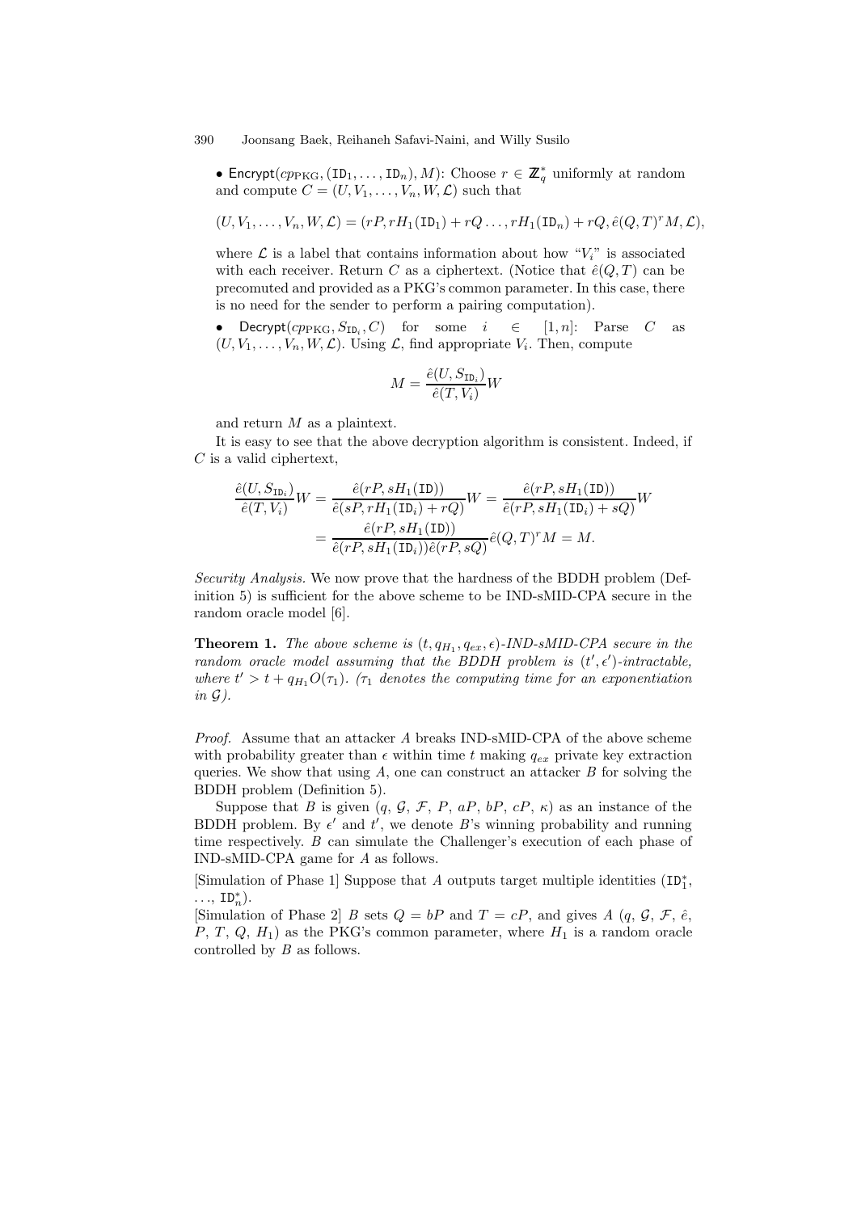- $\mathsf{Encrypt}(cp_{\text{PKG}}, (\mathtt{ID}_1, \ldots, \mathtt{ID}_n), M)$: Choose $r \in \mathbb{Z}_q^*$ uniformly at random and compute $C = (U, V_1, \ldots, V_n, W, \mathcal{L})$ such that

$$(U, V_1, \ldots, V_n, W, \mathcal{L}) = (rP, rH_1(\mathtt{ID}_1) + rQ \ldots, rH_1(\mathtt{ID}_n) + rQ, \hat{e}(Q, T)^r M, \mathcal{L}),$$

where $\mathcal{L}$ is a label that contains information about how "$V_i$" is associated with each receiver. Return $C$ as a ciphertext. (Notice that $\hat{e}(Q, T)$ can be precomuted and provided as a PKG's common parameter. In this case, there is no need for the sender to perform a pairing computation).

- $\mathsf{Decrypt}(cp_{\text{PKG}}, S_{\mathtt{ID}_i}, C)$ for some $i \in [1, n]$: Parse $C$ as $(U, V_1, \ldots, V_n, W, \mathcal{L})$. Using $\mathcal{L}$, find appropriate $V_i$. Then, compute

$$M = \frac{\hat{e}(U, S_{\mathtt{ID}_i})}{\hat{e}(T, V_i)} W$$

and return $M$ as a plaintext.

It is easy to see that the above decryption algorithm is consistent. Indeed, if $C$ is a valid ciphertext,

$$\frac{\hat{e}(U, S_{\mathtt{ID}_i})}{\hat{e}(T, V_i)} W = \frac{\hat{e}(rP, sH_1(\mathtt{ID}))}{\hat{e}(sP, rH_1(\mathtt{ID}_i) + rQ)} W = \frac{\hat{e}(rP, sH_1(\mathtt{ID}))}{\hat{e}(rP, sH_1(\mathtt{ID}_i) + sQ)} W$$
$$= \frac{\hat{e}(rP, sH_1(\mathtt{ID}))}{\hat{e}(rP, sH_1(\mathtt{ID}_i))\hat{e}(rP, sQ)} \hat{e}(Q, T)^r M = M.$$

*Security Analysis.* We now prove that the hardness of the BDDH problem (Definition 5) is sufficient for the above scheme to be IND-sMID-CPA secure in the random oracle model [6].

**Theorem 1.** *The above scheme is $(t, q_{H_1}, q_{ex}, \epsilon)$-IND-sMID-CPA secure in the random oracle model assuming that the BDDH problem is $(t', \epsilon')$-intractable, where $t' > t + q_{H_1} O(\tau_1)$. ($\tau_1$ denotes the computing time for an exponentiation in $\mathcal{G}$).*

*Proof.* Assume that an attacker $A$ breaks IND-sMID-CPA of the above scheme with probability greater than $\epsilon$ within time $t$ making $q_{ex}$ private key extraction queries. We show that using $A$, one can construct an attacker $B$ for solving the BDDH problem (Definition 5).

Suppose that $B$ is given $(q, \mathcal{G}, \mathcal{F}, P, aP, bP, cP, \kappa)$ as an instance of the BDDH problem. By $\epsilon'$ and $t'$, we denote $B$'s winning probability and running time respectively. $B$ can simulate the Challenger's execution of each phase of IND-sMID-CPA game for $A$ as follows.

[Simulation of Phase 1] Suppose that $A$ outputs target multiple identities $(\mathtt{ID}_1^*, \ldots, \mathtt{ID}_n^*)$.

[Simulation of Phase 2] $B$ sets $Q = bP$ and $T = cP$, and gives $A$ $(q, \mathcal{G}, \mathcal{F}, \hat{e}, P, T, Q, H_1)$ as the PKG's common parameter, where $H_1$ is a random oracle controlled by $B$ as follows.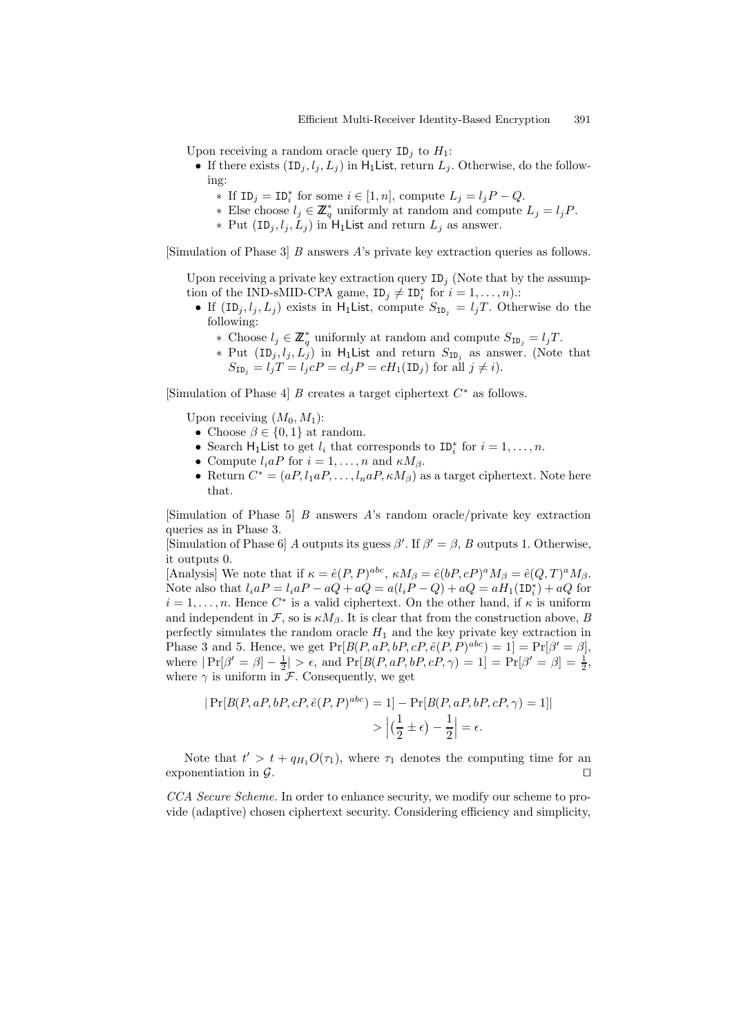Upon receiving a random oracle query $\mathtt{ID}_j$ to $H_1$:

- If there exists $(\mathtt{ID}_j, l_j, L_j)$ in $\mathsf{H_1List}$, return $L_j$. Otherwise, do the following:
  - ∗ If $\mathtt{ID}_j = \mathtt{ID}_i^*$ for some $i \in [1, n]$, compute $L_j = l_j P - Q$.
  - ∗ Else choose $l_j \in \mathbb{Z}_q^*$ uniformly at random and compute $L_j = l_j P$.
  - ∗ Put $(\mathtt{ID}_j, l_j, L_j)$ in $\mathsf{H_1List}$ and return $L_j$ as answer.

[Simulation of Phase 3] $B$ answers $A$'s private key extraction queries as follows.

Upon receiving a private key extraction query $\mathtt{ID}_j$ (Note that by the assumption of the IND-sMID-CPA game, $\mathtt{ID}_j \neq \mathtt{ID}_i^*$ for $i = 1, \ldots, n$).:

- If $(\mathtt{ID}_j, l_j, L_j)$ exists in $\mathsf{H_1List}$, compute $S_{\mathtt{ID}_j} = l_j T$. Otherwise do the following:
  - ∗ Choose $l_j \in \mathbb{Z}_q^*$ uniformly at random and compute $S_{\mathtt{ID}_j} = l_j T$.
  - ∗ Put $(\mathtt{ID}_j, l_j, L_j)$ in $\mathsf{H_1List}$ and return $S_{\mathtt{ID}_j}$ as answer. (Note that $S_{\mathtt{ID}_j} = l_j T = l_j cP = c l_j P = cH_1(\mathtt{ID}_j)$ for all $j \neq i$).

[Simulation of Phase 4] $B$ creates a target ciphertext $C^*$ as follows.

Upon receiving $(M_0, M_1)$:

- Choose $\beta \in \{0, 1\}$ at random.
- Search $\mathsf{H_1List}$ to get $l_i$ that corresponds to $\mathtt{ID}_i^*$ for $i = 1, \ldots, n$.
- Compute $l_i aP$ for $i = 1, \ldots, n$ and $\kappa M_\beta$.
- Return $C^* = (aP, l_1 aP, \ldots, l_n aP, \kappa M_\beta)$ as a target ciphertext. Note here that.

[Simulation of Phase 5] $B$ answers $A$'s random oracle/private key extraction queries as in Phase 3.

[Simulation of Phase 6] $A$ outputs its guess $\beta'$. If $\beta' = \beta$, $B$ outputs 1. Otherwise, it outputs 0.

[Analysis] We note that if $\kappa = \hat{e}(P, P)^{abc}$, $\kappa M_\beta = \hat{e}(bP, cP)^a M_\beta = \hat{e}(Q, T)^a M_\beta$. Note also that $l_i aP = l_i aP - aQ + aQ = a(l_i P - Q) + aQ = aH_1(\mathtt{ID}_i^*) + aQ$ for $i = 1, \ldots, n$. Hence $C^*$ is a valid ciphertext. On the other hand, if $\kappa$ is uniform and independent in $\mathcal{F}$, so is $\kappa M_\beta$. It is clear that from the construction above, $B$ perfectly simulates the random oracle $H_1$ and the key private key extraction in Phase 3 and 5. Hence, we get $\Pr[B(P, aP, bP, cP, \hat{e}(P, P)^{abc}) = 1] = \Pr[\beta' = \beta]$, where $|\Pr[\beta' = \beta] - \frac{1}{2}| > \epsilon$, and $\Pr[B(P, aP, bP, cP, \gamma) = 1] = \Pr[\beta' = \beta] = \frac{1}{2}$, where $\gamma$ is uniform in $\mathcal{F}$. Consequently, we get

$$|\Pr[B(P, aP, bP, cP, \hat{e}(P, P)^{abc}) = 1] - \Pr[B(P, aP, bP, cP, \gamma) = 1]| > \Big|\big(\frac{1}{2} \pm \epsilon\big) - \frac{1}{2}\Big| = \epsilon.$$

Note that $t' > t + q_{H_1} O(\tau_1)$, where $\tau_1$ denotes the computing time for an exponentiation in $\mathcal{G}$. □

*CCA Secure Scheme.* In order to enhance security, we modify our scheme to provide (adaptive) chosen ciphertext security. Considering efficiency and simplicity,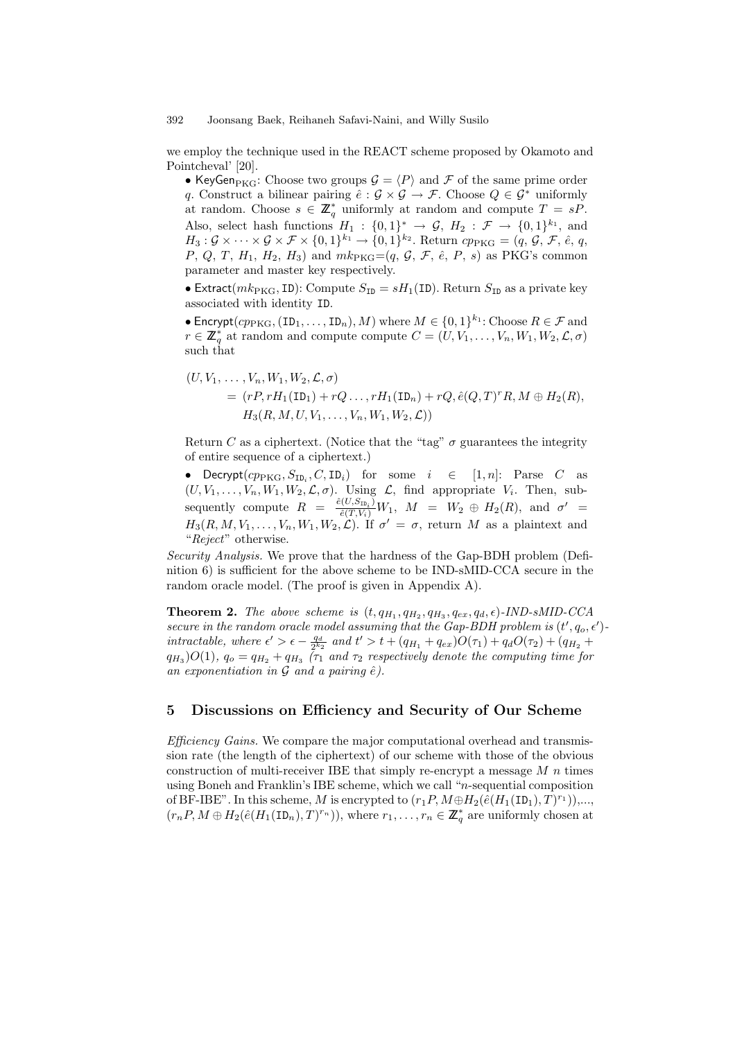we employ the technique used in the REACT scheme proposed by Okamoto and Pointcheval' [20].

- $\mathsf{KeyGen}_{\mathrm{PKG}}$: Choose two groups $\mathcal{G} = \langle P \rangle$ and $\mathcal{F}$ of the same prime order $q$. Construct a bilinear pairing $\hat{e} : \mathcal{G} \times \mathcal{G} \rightarrow \mathcal{F}$. Choose $Q \in \mathcal{G}^*$ uniformly at random. Choose $s \in \mathbb{Z}_q^*$ uniformly at random and compute $T = sP$. Also, select hash functions $H_1 : \{0,1\}^* \rightarrow \mathcal{G}$, $H_2 : \mathcal{F} \rightarrow \{0,1\}^{k_1}$, and $H_3 : \mathcal{G} \times \cdots \times \mathcal{G} \times \mathcal{F} \times \{0,1\}^{k_1} \rightarrow \{0,1\}^{k_2}$. Return $cp_{\mathrm{PKG}} = (q, \mathcal{G}, \mathcal{F}, \hat{e}, q, P, Q, T, H_1, H_2, H_3)$ and $mk_{\mathrm{PKG}}=(q, \mathcal{G}, \mathcal{F}, \hat{e}, P, s)$ as PKG's common parameter and master key respectively.

- $\mathsf{Extract}(mk_{\mathrm{PKG}}, \mathtt{ID})$: Compute $S_{\mathtt{ID}} = sH_1(\mathtt{ID})$. Return $S_{\mathtt{ID}}$ as a private key associated with identity $\mathtt{ID}$.

- $\mathsf{Encrypt}(cp_{\mathrm{PKG}}, (\mathtt{ID}_1, \ldots, \mathtt{ID}_n), M)$ where $M \in \{0,1\}^{k_1}$: Choose $R \in \mathcal{F}$ and $r \in \mathbb{Z}_q^*$ at random and compute compute $C = (U, V_1, \ldots, V_n, W_1, W_2, \mathcal{L}, \sigma)$ such that

$$
\begin{aligned}
(U, V_1, \ldots, V_n, W_1, W_2, \mathcal{L}, \sigma) \\
&= (rP, rH_1(\mathtt{ID}_1) + rQ \ldots, rH_1(\mathtt{ID}_n) + rQ, \hat{e}(Q,T)^r R, M \oplus H_2(R), \\
&\quad H_3(R, M, U, V_1, \ldots, V_n, W_1, W_2, \mathcal{L}))
\end{aligned}
$$

Return $C$ as a ciphertext. (Notice that the "tag" $\sigma$ guarantees the integrity of entire sequence of a ciphertext.)

- $\mathsf{Decrypt}(cp_{\mathrm{PKG}}, S_{\mathtt{ID}_i}, C, \mathtt{ID}_i)$ for some $i \in [1, n]$: Parse $C$ as $(U, V_1, \ldots, V_n, W_1, W_2, \mathcal{L}, \sigma)$. Using $\mathcal{L}$, find appropriate $V_i$. Then, subsequently compute $R = \frac{\hat{e}(U, S_{\mathtt{ID}_i})}{\hat{e}(T, V_i)} W_1$, $M = W_2 \oplus H_2(R)$, and $\sigma' = H_3(R, M, V_1, \ldots, V_n, W_1, W_2, \mathcal{L})$. If $\sigma' = \sigma$, return $M$ as a plaintext and "*Reject*" otherwise.

*Security Analysis.* We prove that the hardness of the Gap-BDH problem (Definition 6) is sufficient for the above scheme to be IND-sMID-CCA secure in the random oracle model. (The proof is given in Appendix A).

**Theorem 2.** *The above scheme is $(t, q_{H_1}, q_{H_2}, q_{H_3}, q_{ex}, q_d, \epsilon)$-IND-sMID-CCA secure in the random oracle model assuming that the Gap-BDH problem is $(t', q_o, \epsilon')$-intractable, where $\epsilon' > \epsilon - \frac{q_d}{2^{k_2}}$ and $t' > t + (q_{H_1} + q_{ex})O(\tau_1) + q_d O(\tau_2) + (q_{H_2} + q_{H_3})O(1)$, $q_o = q_{H_2} + q_{H_3}$ ($\tau_1$ and $\tau_2$ respectively denote the computing time for an exponentiation in $\mathcal{G}$ and a pairing $\hat{e}$).*

## 5 Discussions on Efficiency and Security of Our Scheme

*Efficiency Gains.* We compare the major computational overhead and transmission rate (the length of the ciphertext) of our scheme with those of the obvious construction of multi-receiver IBE that simply re-encrypt a message $M$ $n$ times using Boneh and Franklin's IBE scheme, which we call "$n$-sequential composition of BF-IBE". In this scheme, $M$ is encrypted to $(r_1 P, M \oplus H_2(\hat{e}(H_1(\mathtt{ID}_1), T)^{r_1}))$,..., $(r_n P, M \oplus H_2(\hat{e}(H_1(\mathtt{ID}_n), T)^{r_n}))$, where $r_1, \ldots, r_n \in \mathbb{Z}_q^*$ are uniformly chosen at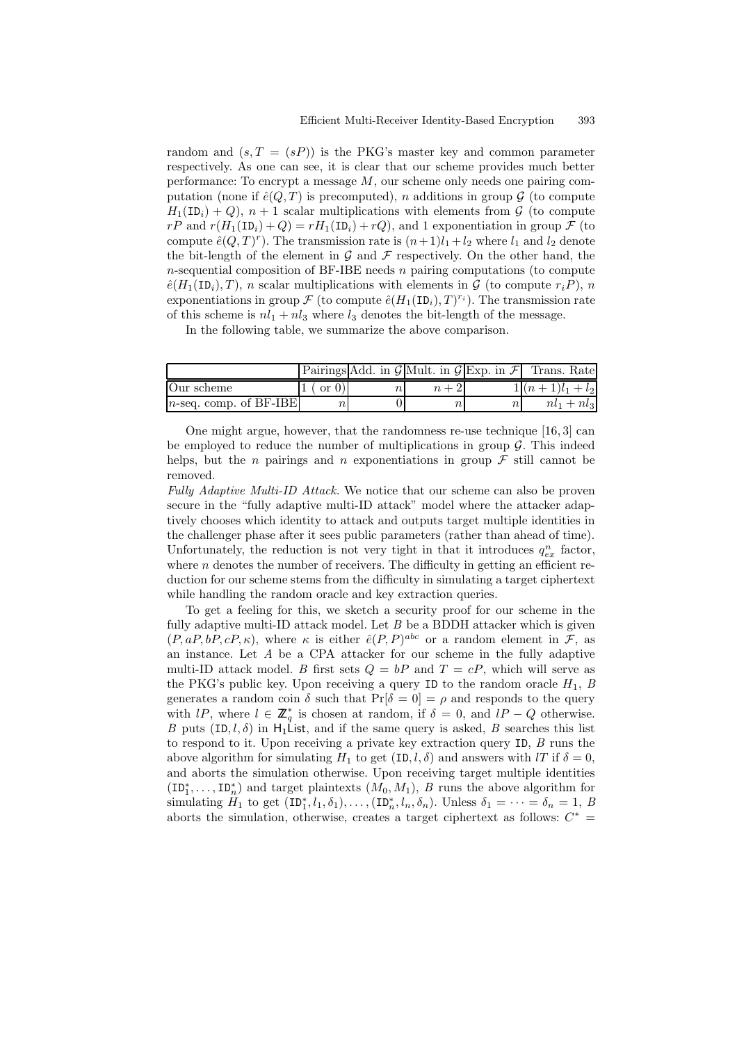random and $(s, T = (sP))$ is the PKG's master key and common parameter respectively. As one can see, it is clear that our scheme provides much better performance: To encrypt a message $M$, our scheme only needs one pairing computation (none if $\hat{e}(Q, T)$ is precomputed), $n$ additions in group $\mathcal{G}$ (to compute $H_1(\mathtt{ID}_i) + Q$), $n+1$ scalar multiplications with elements from $\mathcal{G}$ (to compute $rP$ and $r(H_1(\mathtt{ID}_i) + Q) = rH_1(\mathtt{ID}_i) + rQ$), and 1 exponentiation in group $\mathcal{F}$ (to compute $\hat{e}(Q, T)^r$). The transmission rate is $(n+1)l_1 + l_2$ where $l_1$ and $l_2$ denote the bit-length of the element in $\mathcal{G}$ and $\mathcal{F}$ respectively. On the other hand, the $n$-sequential composition of BF-IBE needs $n$ pairing computations (to compute $\hat{e}(H_1(\mathtt{ID}_i), T)$, $n$ scalar multiplications with elements in $\mathcal{G}$ (to compute $r_iP$), $n$ exponentiations in group $\mathcal{F}$ (to compute $\hat{e}(H_1(\mathtt{ID}_i), T)^{r_i}$). The transmission rate of this scheme is $nl_1 + nl_3$ where $l_3$ denotes the bit-length of the message.

In the following table, we summarize the above comparison.

| | Pairings | Add. in $\mathcal{G}$ | Mult. in $\mathcal{G}$ | Exp. in $\mathcal{F}$ | Trans. Rate |
|---|---|---|---|---|---|
| Our scheme | 1 ( or 0) | $n$ | $n+2$ | 1 | $(n+1)l_1 + l_2$ |
| $n$-seq. comp. of BF-IBE | $n$ | 0 | $n$ | $n$ | $nl_1 + nl_3$ |

One might argue, however, that the randomness re-use technique [16, 3] can be employed to reduce the number of multiplications in group $\mathcal{G}$. This indeed helps, but the $n$ pairings and $n$ exponentiations in group $\mathcal{F}$ still cannot be removed.

*Fully Adaptive Multi-ID Attack.* We notice that our scheme can also be proven secure in the "fully adaptive multi-ID attack" model where the attacker adaptively chooses which identity to attack and outputs target multiple identities in the challenger phase after it sees public parameters (rather than ahead of time). Unfortunately, the reduction is not very tight in that it introduces $q_{ex}^n$ factor, where $n$ denotes the number of receivers. The difficulty in getting an efficient reduction for our scheme stems from the difficulty in simulating a target ciphertext while handling the random oracle and key extraction queries.

To get a feeling for this, we sketch a security proof for our scheme in the fully adaptive multi-ID attack model. Let $B$ be a BDDH attacker which is given $(P, aP, bP, cP, \kappa)$, where $\kappa$ is either $\hat{e}(P, P)^{abc}$ or a random element in $\mathcal{F}$, as an instance. Let $A$ be a CPA attacker for our scheme in the fully adaptive multi-ID attack model. $B$ first sets $Q = bP$ and $T = cP$, which will serve as the PKG's public key. Upon receiving a query $\mathtt{ID}$ to the random oracle $H_1$, $B$ generates a random coin $\delta$ such that $\Pr[\delta = 0] = \rho$ and responds to the query with $lP$, where $l \in \mathbb{Z}_q^*$ is chosen at random, if $\delta = 0$, and $lP - Q$ otherwise. $B$ puts $(\mathtt{ID}, l, \delta)$ in $\mathsf{H_1List}$, and if the same query is asked, $B$ searches this list to respond to it. Upon receiving a private key extraction query $\mathtt{ID}$, $B$ runs the above algorithm for simulating $H_1$ to get $(\mathtt{ID}, l, \delta)$ and answers with $lT$ if $\delta = 0$, and aborts the simulation otherwise. Upon receiving target multiple identities $(\mathtt{ID}_1^*, \ldots, \mathtt{ID}_n^*)$ and target plaintexts $(M_0, M_1)$, $B$ runs the above algorithm for simulating $H_1$ to get $(\mathtt{ID}_1^*, l_1, \delta_1), \ldots, (\mathtt{ID}_n^*, l_n, \delta_n)$. Unless $\delta_1 = \cdots = \delta_n = 1$, $B$ aborts the simulation, otherwise, creates a target ciphertext as follows: $C^* =$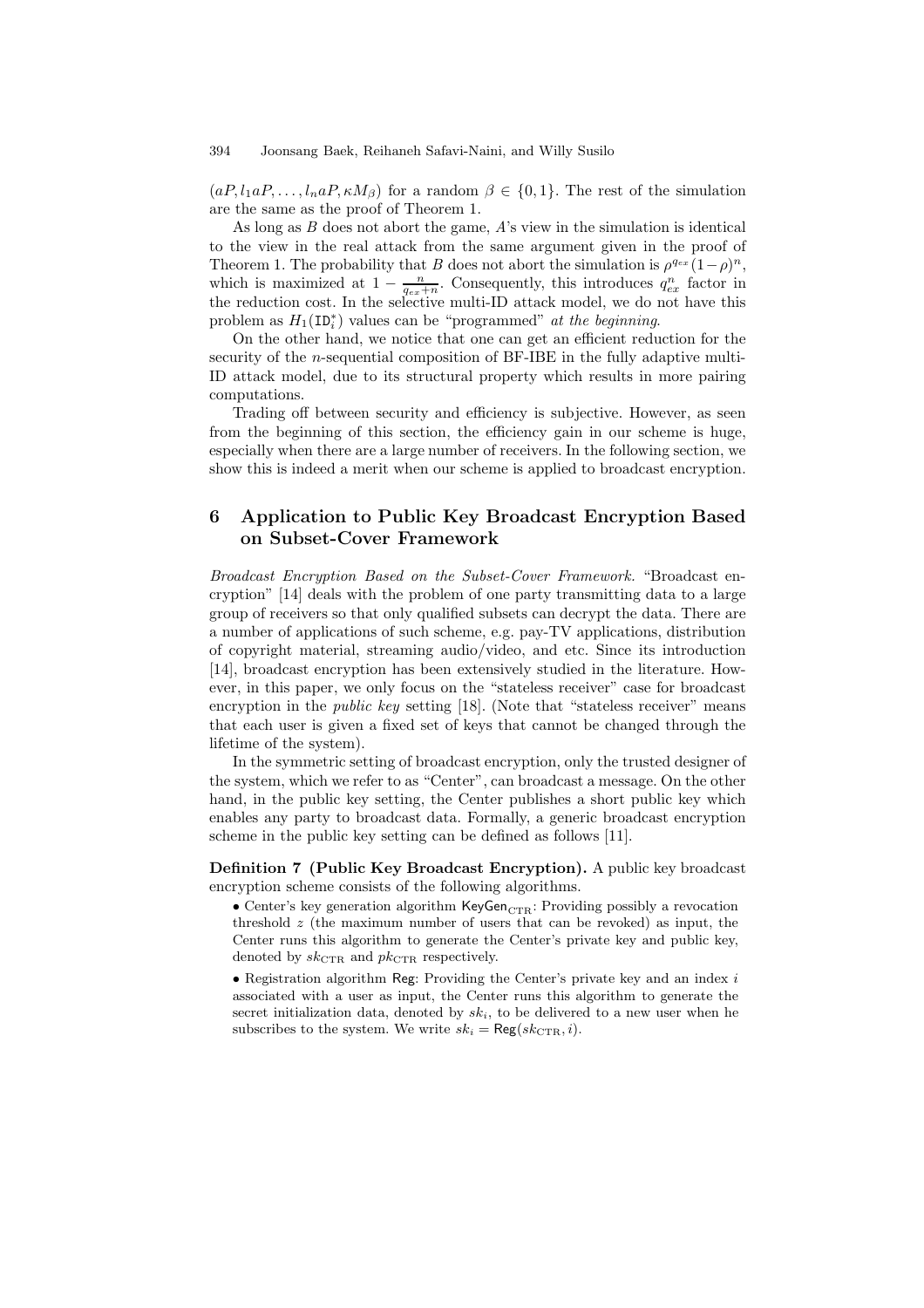$(aP, l_1 aP, \ldots, l_n aP, \kappa M_\beta)$ for a random $\beta \in \{0, 1\}$. The rest of the simulation are the same as the proof of Theorem 1.

As long as $B$ does not abort the game, $A$'s view in the simulation is identical to the view in the real attack from the same argument given in the proof of Theorem 1. The probability that $B$ does not abort the simulation is $\rho^{q_{ex}}(1-\rho)^n$, which is maximized at $1 - \frac{n}{q_{ex}+n}$. Consequently, this introduces $q_{ex}^n$ factor in the reduction cost. In the selective multi-ID attack model, we do not have this problem as $H_1(\mathtt{ID}_i^*)$ values can be "programmed" *at the beginning*.

On the other hand, we notice that one can get an efficient reduction for the security of the $n$-sequential composition of BF-IBE in the fully adaptive multi-ID attack model, due to its structural property which results in more pairing computations.

Trading off between security and efficiency is subjective. However, as seen from the beginning of this section, the efficiency gain in our scheme is huge, especially when there are a large number of receivers. In the following section, we show this is indeed a merit when our scheme is applied to broadcast encryption.

## 6 Application to Public Key Broadcast Encryption Based on Subset-Cover Framework

*Broadcast Encryption Based on the Subset-Cover Framework.* "Broadcast encryption" [14] deals with the problem of one party transmitting data to a large group of receivers so that only qualified subsets can decrypt the data. There are a number of applications of such scheme, e.g. pay-TV applications, distribution of copyright material, streaming audio/video, and etc. Since its introduction [14], broadcast encryption has been extensively studied in the literature. However, in this paper, we only focus on the "stateless receiver" case for broadcast encryption in the *public key* setting [18]. (Note that "stateless receiver" means that each user is given a fixed set of keys that cannot be changed through the lifetime of the system).

In the symmetric setting of broadcast encryption, only the trusted designer of the system, which we refer to as "Center", can broadcast a message. On the other hand, in the public key setting, the Center publishes a short public key which enables any party to broadcast data. Formally, a generic broadcast encryption scheme in the public key setting can be defined as follows [11].

**Definition 7 (Public Key Broadcast Encryption).** A public key broadcast encryption scheme consists of the following algorithms.

- Center's key generation algorithm $\mathsf{KeyGen}_{\mathrm{CTR}}$: Providing possibly a revocation threshold $z$ (the maximum number of users that can be revoked) as input, the Center runs this algorithm to generate the Center's private key and public key, denoted by $sk_{\mathrm{CTR}}$ and $pk_{\mathrm{CTR}}$ respectively.
- Registration algorithm $\mathsf{Reg}$: Providing the Center's private key and an index $i$ associated with a user as input, the Center runs this algorithm to generate the secret initialization data, denoted by $sk_i$, to be delivered to a new user when he subscribes to the system. We write $sk_i = \mathsf{Reg}(sk_{\mathrm{CTR}}, i)$.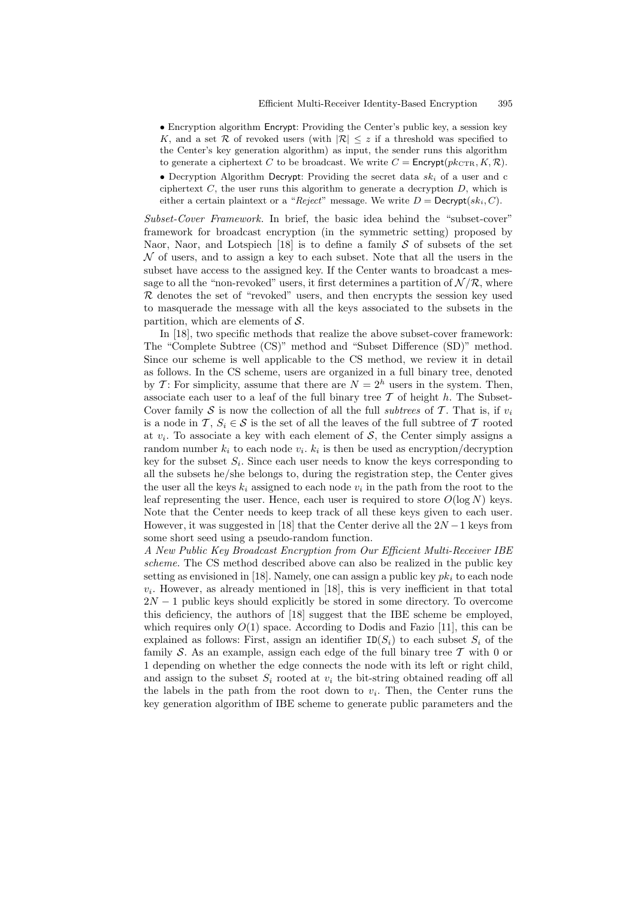• Encryption algorithm Encrypt: Providing the Center's public key, a session key $K$, and a set $\mathcal{R}$ of revoked users (with $|\mathcal{R}| \leq z$ if a threshold was specified to the Center's key generation algorithm) as input, the sender runs this algorithm to generate a ciphertext $C$ to be broadcast. We write $C = \mathsf{Encrypt}(pk_{\mathrm{CTR}}, K, \mathcal{R})$.

• Decryption Algorithm Decrypt: Providing the secret data $sk_i$ of a user and c ciphertext $C$, the user runs this algorithm to generate a decryption $D$, which is either a certain plaintext or a "*Reject*" message. We write $D = \mathsf{Decrypt}(sk_i, C)$.

*Subset-Cover Framework.* In brief, the basic idea behind the "subset-cover" framework for broadcast encryption (in the symmetric setting) proposed by Naor, Naor, and Lotspiech [18] is to define a family $\mathcal{S}$ of subsets of the set $\mathcal{N}$ of users, and to assign a key to each subset. Note that all the users in the subset have access to the assigned key. If the Center wants to broadcast a message to all the "non-revoked" users, it first determines a partition of $\mathcal{N}/\mathcal{R}$, where $\mathcal{R}$ denotes the set of "revoked" users, and then encrypts the session key used to masquerade the message with all the keys associated to the subsets in the partition, which are elements of $\mathcal{S}$.

In [18], two specific methods that realize the above subset-cover framework: The "Complete Subtree (CS)" method and "Subset Difference (SD)" method. Since our scheme is well applicable to the CS method, we review it in detail as follows. In the CS scheme, users are organized in a full binary tree, denoted by $\mathcal{T}$: For simplicity, assume that there are $N = 2^h$ users in the system. Then, associate each user to a leaf of the full binary tree $\mathcal{T}$ of height $h$. The Subset-Cover family $\mathcal{S}$ is now the collection of all the full *subtrees* of $\mathcal{T}$. That is, if $v_i$ is a node in $\mathcal{T}$, $S_i \in \mathcal{S}$ is the set of all the leaves of the full subtree of $\mathcal{T}$ rooted at $v_i$. To associate a key with each element of $\mathcal{S}$, the Center simply assigns a random number $k_i$ to each node $v_i$. $k_i$ is then be used as encryption/decryption key for the subset $S_i$. Since each user needs to know the keys corresponding to all the subsets he/she belongs to, during the registration step, the Center gives the user all the keys $k_i$ assigned to each node $v_i$ in the path from the root to the leaf representing the user. Hence, each user is required to store $O(\log N)$ keys. Note that the Center needs to keep track of all these keys given to each user. However, it was suggested in [18] that the Center derive all the $2N-1$ keys from some short seed using a pseudo-random function.

*A New Public Key Broadcast Encryption from Our Efficient Multi-Receiver IBE scheme.* The CS method described above can also be realized in the public key setting as envisioned in [18]. Namely, one can assign a public key $pk_i$ to each node $v_i$. However, as already mentioned in [18], this is very inefficient in that total $2N-1$ public keys should explicitly be stored in some directory. To overcome this deficiency, the authors of [18] suggest that the IBE scheme be employed, which requires only $O(1)$ space. According to Dodis and Fazio [11], this can be explained as follows: First, assign an identifier $\mathtt{ID}(S_i)$ to each subset $S_i$ of the family $\mathcal{S}$. As an example, assign each edge of the full binary tree $\mathcal{T}$ with 0 or 1 depending on whether the edge connects the node with its left or right child, and assign to the subset $S_i$ rooted at $v_i$ the bit-string obtained reading off all the labels in the path from the root down to $v_i$. Then, the Center runs the key generation algorithm of IBE scheme to generate public parameters and the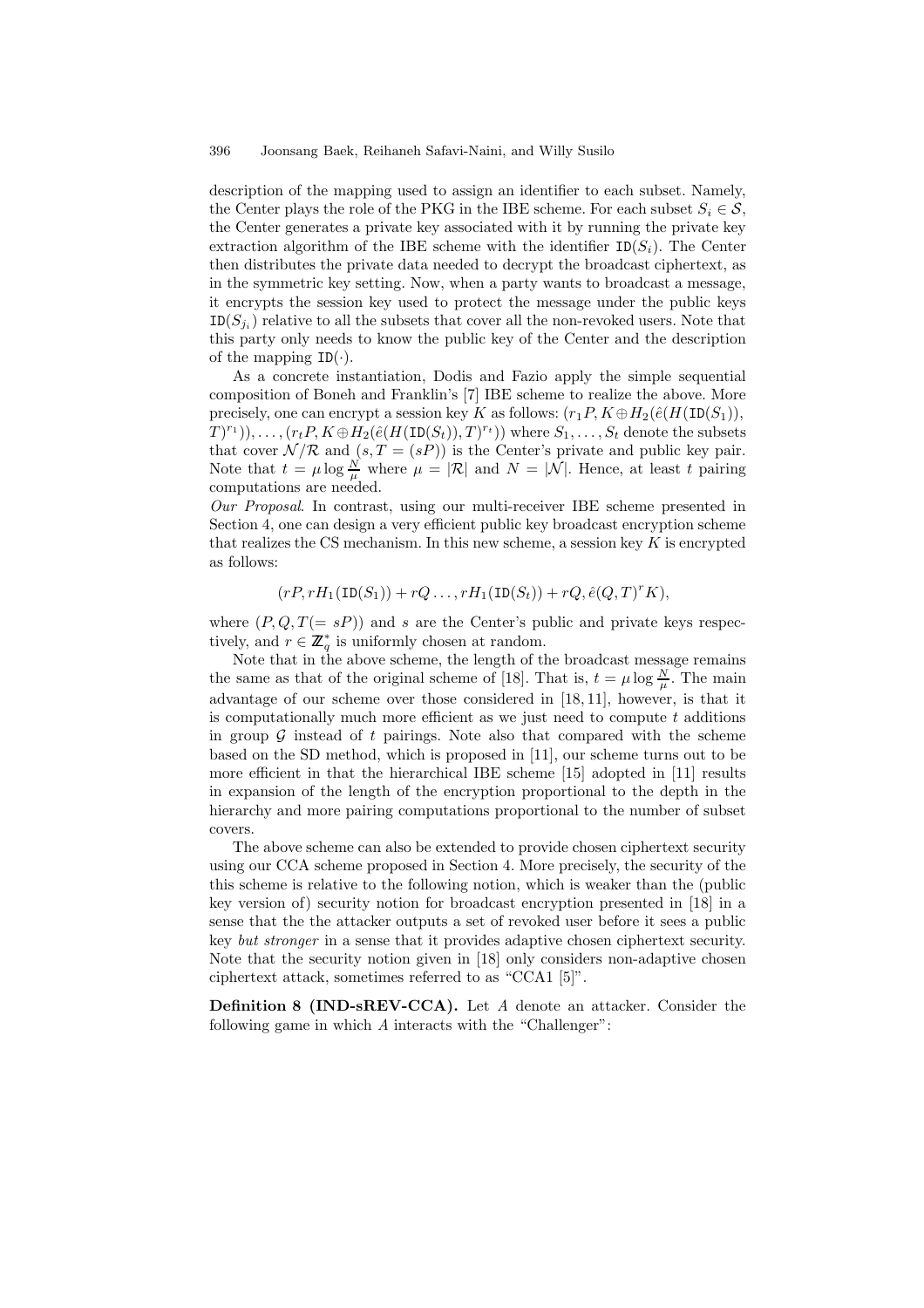description of the mapping used to assign an identifier to each subset. Namely, the Center plays the role of the PKG in the IBE scheme. For each subset $S_i \in \mathcal{S}$, the Center generates a private key associated with it by running the private key extraction algorithm of the IBE scheme with the identifier $\mathtt{ID}(S_i)$. The Center then distributes the private data needed to decrypt the broadcast ciphertext, as in the symmetric key setting. Now, when a party wants to broadcast a message, it encrypts the session key used to protect the message under the public keys $\mathtt{ID}(S_{j_i})$ relative to all the subsets that cover all the non-revoked users. Note that this party only needs to know the public key of the Center and the description of the mapping $\mathtt{ID}(\cdot)$.

As a concrete instantiation, Dodis and Fazio apply the simple sequential composition of Boneh and Franklin's [7] IBE scheme to realize the above. More precisely, one can encrypt a session key $K$ as follows: $(r_1P, K \oplus H_2(\hat{e}(H(\mathtt{ID}(S_1)), T)^{r_1})), \ldots, (r_tP, K \oplus H_2(\hat{e}(H(\mathtt{ID}(S_t)), T)^{r_t}))$ where $S_1, \ldots, S_t$ denote the subsets that cover $\mathcal{N}/\mathcal{R}$ and $(s, T = (sP))$ is the Center's private and public key pair. Note that $t = \mu \log \frac{N}{\mu}$ where $\mu = |\mathcal{R}|$ and $N = |\mathcal{N}|$. Hence, at least $t$ pairing computations are needed.

*Our Proposal*. In contrast, using our multi-receiver IBE scheme presented in Section 4, one can design a very efficient public key broadcast encryption scheme that realizes the CS mechanism. In this new scheme, a session key $K$ is encrypted as follows:

$$(rP, rH_1(\mathtt{ID}(S_1)) + rQ \ldots, rH_1(\mathtt{ID}(S_t)) + rQ, \hat{e}(Q, T)^r K),$$

where $(P, Q, T(= sP))$ and $s$ are the Center's public and private keys respectively, and $r \in \mathbb{Z}_q^*$ is uniformly chosen at random.

Note that in the above scheme, the length of the broadcast message remains the same as that of the original scheme of [18]. That is, $t = \mu \log \frac{N}{\mu}$. The main advantage of our scheme over those considered in [18, 11], however, is that it is computationally much more efficient as we just need to compute $t$ additions in group $\mathcal{G}$ instead of $t$ pairings. Note also that compared with the scheme based on the SD method, which is proposed in [11], our scheme turns out to be more efficient in that the hierarchical IBE scheme [15] adopted in [11] results in expansion of the length of the encryption proportional to the depth in the hierarchy and more pairing computations proportional to the number of subset covers.

The above scheme can also be extended to provide chosen ciphertext security using our CCA scheme proposed in Section 4. More precisely, the security of the this scheme is relative to the following notion, which is weaker than the (public key version of) security notion for broadcast encryption presented in [18] in a sense that the the attacker outputs a set of revoked user before it sees a public key *but stronger* in a sense that it provides adaptive chosen ciphertext security. Note that the security notion given in [18] only considers non-adaptive chosen ciphertext attack, sometimes referred to as "CCA1 [5]".

**Definition 8 (IND-sREV-CCA).** Let $A$ denote an attacker. Consider the following game in which $A$ interacts with the "Challenger":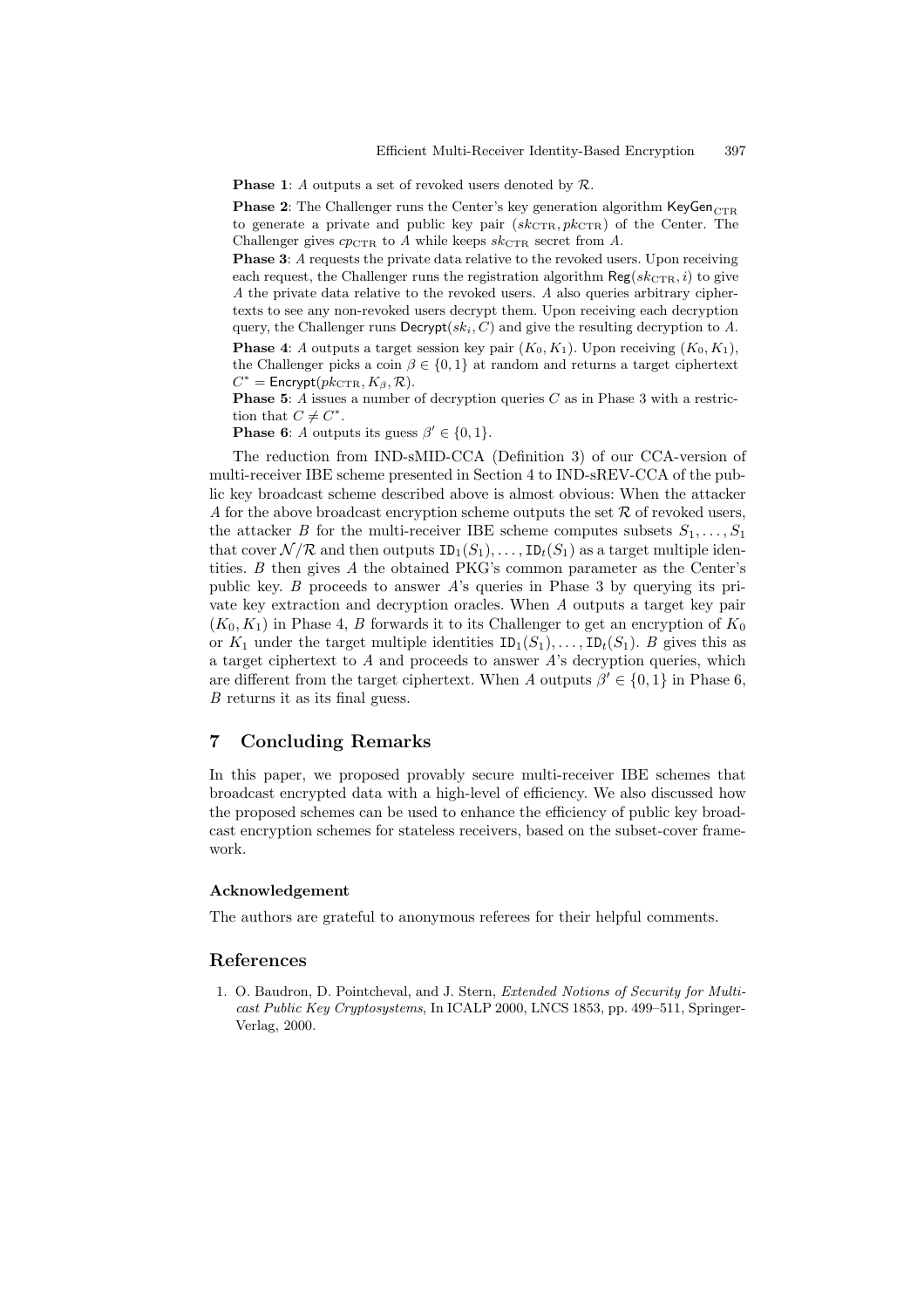**Phase 1**: $A$ outputs a set of revoked users denoted by $\mathcal{R}$.

**Phase 2**: The Challenger runs the Center's key generation algorithm $\mathsf{KeyGen}_{\mathrm{CTR}}$ to generate a private and public key pair $(sk_{\mathrm{CTR}}, pk_{\mathrm{CTR}})$ of the Center. The Challenger gives $cp_{\mathrm{CTR}}$ to $A$ while keeps $sk_{\mathrm{CTR}}$ secret from $A$.

**Phase 3**: $A$ requests the private data relative to the revoked users. Upon receiving each request, the Challenger runs the registration algorithm $\mathsf{Reg}(sk_{\mathrm{CTR}}, i)$ to give $A$ the private data relative to the revoked users. $A$ also queries arbitrary ciphertexts to see any non-revoked users decrypt them. Upon receiving each decryption query, the Challenger runs $\mathsf{Decrypt}(sk_i, C)$ and give the resulting decryption to $A$.

**Phase 4**: $A$ outputs a target session key pair $(K_0, K_1)$. Upon receiving $(K_0, K_1)$, the Challenger picks a coin $\beta \in \{0, 1\}$ at random and returns a target ciphertext $C^* = \mathsf{Encrypt}(pk_{\mathrm{CTR}}, K_\beta, \mathcal{R})$.

**Phase 5**: $A$ issues a number of decryption queries $C$ as in Phase 3 with a restriction that $C \neq C^*$.

**Phase 6**: $A$ outputs its guess $\beta' \in \{0, 1\}$.

The reduction from IND-sMID-CCA (Definition 3) of our CCA-version of multi-receiver IBE scheme presented in Section 4 to IND-sREV-CCA of the public key broadcast scheme described above is almost obvious: When the attacker $A$ for the above broadcast encryption scheme outputs the set $\mathcal{R}$ of revoked users, the attacker $B$ for the multi-receiver IBE scheme computes subsets $S_1, \ldots, S_1$ that cover $\mathcal{N}/\mathcal{R}$ and then outputs $\mathtt{ID}_1(S_1), \ldots, \mathtt{ID}_t(S_1)$ as a target multiple identities. $B$ then gives $A$ the obtained PKG's common parameter as the Center's public key. $B$ proceeds to answer $A$'s queries in Phase 3 by querying its private key extraction and decryption oracles. When $A$ outputs a target key pair $(K_0, K_1)$ in Phase 4, $B$ forwards it to its Challenger to get an encryption of $K_0$ or $K_1$ under the target multiple identities $\mathtt{ID}_1(S_1), \ldots, \mathtt{ID}_t(S_1)$. $B$ gives this as a target ciphertext to $A$ and proceeds to answer $A$'s decryption queries, which are different from the target ciphertext. When $A$ outputs $\beta' \in \{0, 1\}$ in Phase 6, $B$ returns it as its final guess.

## 7 Concluding Remarks

In this paper, we proposed provably secure multi-receiver IBE schemes that broadcast encrypted data with a high-level of efficiency. We also discussed how the proposed schemes can be used to enhance the efficiency of public key broadcast encryption schemes for stateless receivers, based on the subset-cover framework.

### Acknowledgement

The authors are grateful to anonymous referees for their helpful comments.

## References

1. O. Baudron, D. Pointcheval, and J. Stern, *Extended Notions of Security for Multicast Public Key Cryptosystems*, In ICALP 2000, LNCS 1853, pp. 499–511, Springer-Verlag, 2000.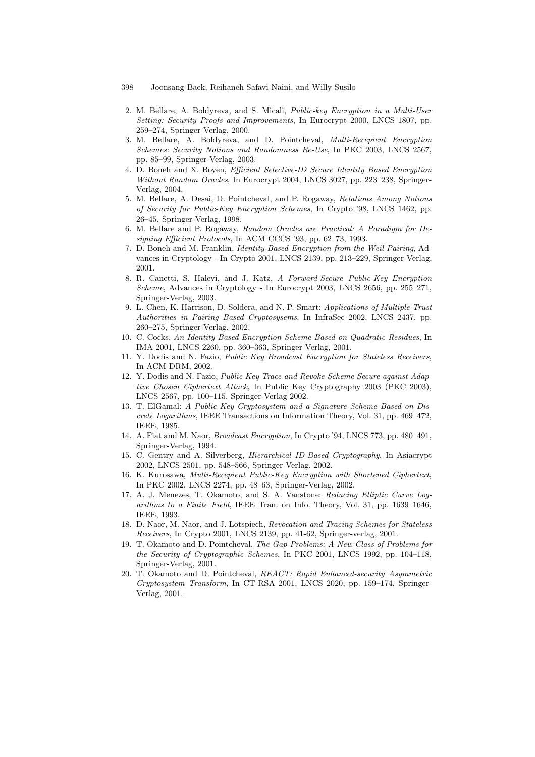2. M. Bellare, A. Boldyreva, and S. Micali, *Public-key Encryption in a Multi-User Setting: Security Proofs and Improvements*, In Eurocrypt 2000, LNCS 1807, pp. 259–274, Springer-Verlag, 2000.
3. M. Bellare, A. Boldyreva, and D. Pointcheval, *Multi-Recepient Encryption Schemes: Security Notions and Randomness Re-Use*, In PKC 2003, LNCS 2567, pp. 85–99, Springer-Verlag, 2003.
4. D. Boneh and X. Boyen, *Efficient Selective-ID Secure Identity Based Encryption Without Random Oracles*, In Eurocrypt 2004, LNCS 3027, pp. 223–238, Springer-Verlag, 2004.
5. M. Bellare, A. Desai, D. Pointcheval, and P. Rogaway, *Relations Among Notions of Security for Public-Key Encryption Schemes*, In Crypto '98, LNCS 1462, pp. 26–45, Springer-Verlag, 1998.
6. M. Bellare and P. Rogaway, *Random Oracles are Practical: A Paradigm for Designing Efficient Protocols*, In ACM CCCS '93, pp. 62–73, 1993.
7. D. Boneh and M. Franklin, *Identity-Based Encryption from the Weil Pairing*, Advances in Cryptology - In Crypto 2001, LNCS 2139, pp. 213–229, Springer-Verlag, 2001.
8. R. Canetti, S. Halevi, and J. Katz, *A Forward-Secure Public-Key Encryption Scheme*, Advances in Cryptology - In Eurocrypt 2003, LNCS 2656, pp. 255–271, Springer-Verlag, 2003.
9. L. Chen, K. Harrison, D. Soldera, and N. P. Smart: *Applications of Multiple Trust Authorities in Pairing Based Cryptosysems*, In InfraSec 2002, LNCS 2437, pp. 260–275, Springer-Verlag, 2002.
10. C. Cocks, *An Identity Based Encryption Scheme Based on Quadratic Residues*, In IMA 2001, LNCS 2260, pp. 360–363, Springer-Verlag, 2001.
11. Y. Dodis and N. Fazio, *Public Key Broadcast Encryption for Stateless Receivers*, In ACM-DRM, 2002.
12. Y. Dodis and N. Fazio, *Public Key Trace and Revoke Scheme Secure against Adaptive Chosen Ciphertext Attack*, In Public Key Cryptography 2003 (PKC 2003), LNCS 2567, pp. 100–115, Springer-Verlag 2002.
13. T. ElGamal: *A Public Key Cryptosystem and a Signature Scheme Based on Discrete Logarithms*, IEEE Transactions on Information Theory, Vol. 31, pp. 469–472, IEEE, 1985.
14. A. Fiat and M. Naor, *Broadcast Encryption*, In Crypto '94, LNCS 773, pp. 480–491, Springer-Verlag, 1994.
15. C. Gentry and A. Silverberg, *Hierarchical ID-Based Cryptography*, In Asiacrypt 2002, LNCS 2501, pp. 548–566, Springer-Verlag, 2002.
16. K. Kurosawa, *Multi-Recepient Public-Key Encryption with Shortened Ciphertext*, In PKC 2002, LNCS 2274, pp. 48–63, Springer-Verlag, 2002.
17. A. J. Menezes, T. Okamoto, and S. A. Vanstone: *Reducing Elliptic Curve Logarithms to a Finite Field*, IEEE Tran. on Info. Theory, Vol. 31, pp. 1639–1646, IEEE, 1993.
18. D. Naor, M. Naor, and J. Lotspiech, *Revocation and Tracing Schemes for Stateless Receivers*, In Crypto 2001, LNCS 2139, pp. 41-62, Springer-verlag, 2001.
19. T. Okamoto and D. Pointcheval, *The Gap-Problems: A New Class of Problems for the Security of Cryptographic Schemes*, In PKC 2001, LNCS 1992, pp. 104–118, Springer-Verlag, 2001.
20. T. Okamoto and D. Pointcheval, *REACT: Rapid Enhanced-security Asymmetric Cryptosystem Transform*, In CT-RSA 2001, LNCS 2020, pp. 159–174, Springer-Verlag, 2001.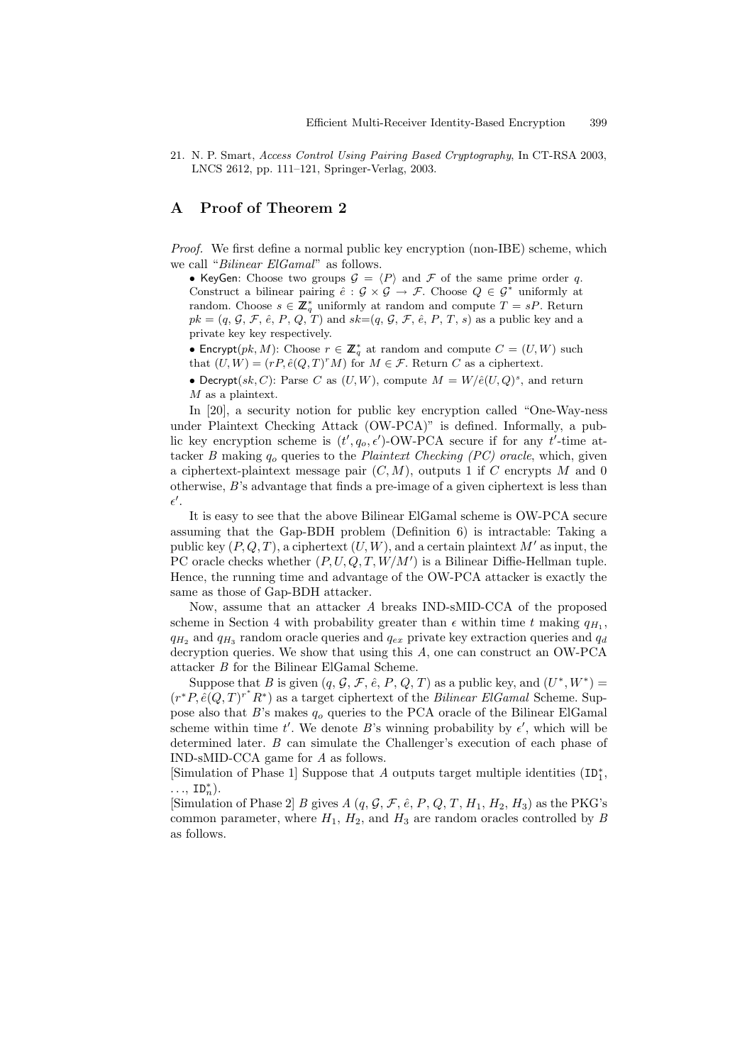21. N. P. Smart, *Access Control Using Pairing Based Cryptography*, In CT-RSA 2003, LNCS 2612, pp. 111–121, Springer-Verlag, 2003.

## A Proof of Theorem 2

*Proof.* We first define a normal public key encryption (non-IBE) scheme, which we call "*Bilinear ElGamal*" as follows.

- KeyGen: Choose two groups $\mathcal{G} = \langle P \rangle$ and $\mathcal{F}$ of the same prime order $q$. Construct a bilinear pairing $\hat{e} : \mathcal{G} \times \mathcal{G} \to \mathcal{F}$. Choose $Q \in \mathcal{G}^*$ uniformly at random. Choose $s \in \mathbb{Z}_q^*$ uniformly at random and compute $T = sP$. Return $pk = (q, \mathcal{G}, \mathcal{F}, \hat{e}, P, Q, T)$ and $sk$=$(q, \mathcal{G}, \mathcal{F}, \hat{e}, P, T, s)$ as a public key and a private key key respectively.
- Encrypt$(pk, M)$: Choose $r \in \mathbb{Z}_q^*$ at random and compute $C = (U, W)$ such that $(U, W) = (rP, \hat{e}(Q, T)^r M)$ for $M \in \mathcal{F}$. Return $C$ as a ciphertext.
- Decrypt$(sk, C)$: Parse $C$ as $(U, W)$, compute $M = W/\hat{e}(U, Q)^s$, and return $M$ as a plaintext.

In [20], a security notion for public key encryption called "One-Way-ness under Plaintext Checking Attack (OW-PCA)" is defined. Informally, a public key encryption scheme is $(t', q_o, \epsilon')$-OW-PCA secure if for any $t'$-time attacker $B$ making $q_o$ queries to the *Plaintext Checking (PC) oracle*, which, given a ciphertext-plaintext message pair $(C, M)$, outputs 1 if $C$ encrypts $M$ and 0 otherwise, $B$'s advantage that finds a pre-image of a given ciphertext is less than $\epsilon'$.

It is easy to see that the above Bilinear ElGamal scheme is OW-PCA secure assuming that the Gap-BDH problem (Definition 6) is intractable: Taking a public key $(P, Q, T)$, a ciphertext $(U, W)$, and a certain plaintext $M'$ as input, the PC oracle checks whether $(P, U, Q, T, W/M')$ is a Bilinear Diffie-Hellman tuple. Hence, the running time and advantage of the OW-PCA attacker is exactly the same as those of Gap-BDH attacker.

Now, assume that an attacker $A$ breaks IND-sMID-CCA of the proposed scheme in Section 4 with probability greater than $\epsilon$ within time $t$ making $q_{H_1}$, $q_{H_2}$ and $q_{H_3}$ random oracle queries and $q_{ex}$ private key extraction queries and $q_d$ decryption queries. We show that using this $A$, one can construct an OW-PCA attacker $B$ for the Bilinear ElGamal Scheme.

Suppose that $B$ is given $(q, \mathcal{G}, \mathcal{F}, \hat{e}, P, Q, T)$ as a public key, and $(U^*, W^*) = (r^*P, \hat{e}(Q, T)^{r^*} R^*)$ as a target ciphertext of the *Bilinear ElGamal* Scheme. Suppose also that $B$'s makes $q_o$ queries to the PCA oracle of the Bilinear ElGamal scheme within time $t'$. We denote $B$'s winning probability by $\epsilon'$, which will be determined later. $B$ can simulate the Challenger's execution of each phase of IND-sMID-CCA game for $A$ as follows.

[Simulation of Phase 1] Suppose that $A$ outputs target multiple identities ($\mathtt{ID}_1^*$, $\ldots$, $\mathtt{ID}_n^*$).

[Simulation of Phase 2] $B$ gives $A$ $(q, \mathcal{G}, \mathcal{F}, \hat{e}, P, Q, T, H_1, H_2, H_3)$ as the PKG's common parameter, where $H_1$, $H_2$, and $H_3$ are random oracles controlled by $B$ as follows.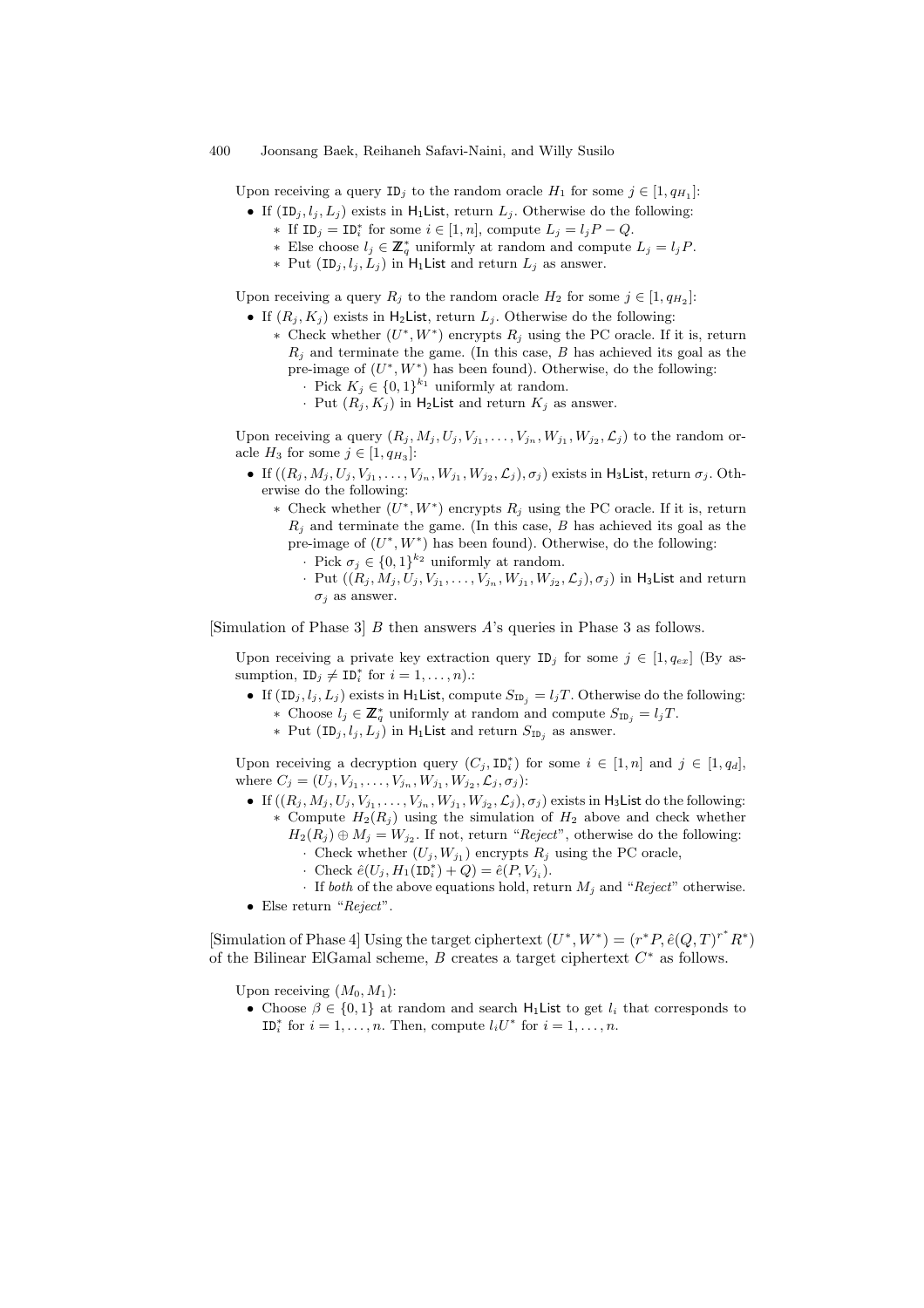Upon receiving a query $\mathtt{ID}_j$ to the random oracle $H_1$ for some $j \in [1, q_{H_1}]$:

- If $(\mathtt{ID}_j, l_j, L_j)$ exists in $\mathsf{H_1List}$, return $L_j$. Otherwise do the following:
  - $*$ If $\mathtt{ID}_j = \mathtt{ID}_i^*$ for some $i \in [1, n]$, compute $L_j = l_j P - Q$.
  - $*$ Else choose $l_j \in \mathbb{Z}_q^*$ uniformly at random and compute $L_j = l_j P$.
  - $*$ Put $(\mathtt{ID}_j, l_j, L_j)$ in $\mathsf{H_1List}$ and return $L_j$ as answer.

Upon receiving a query $R_j$ to the random oracle $H_2$ for some $j \in [1, q_{H_2}]$:

- If $(R_j, K_j)$ exists in $\mathsf{H_2List}$, return $L_j$. Otherwise do the following:
  - $*$ Check whether $(U^*, W^*)$ encrypts $R_j$ using the PC oracle. If it is, return $R_j$ and terminate the game. (In this case, $B$ has achieved its goal as the pre-image of $(U^*, W^*)$ has been found). Otherwise, do the following:
    - $\cdot$ Pick $K_j \in \{0, 1\}^{k_1}$ uniformly at random.
    - $\cdot$ Put $(R_j, K_j)$ in $\mathsf{H_2List}$ and return $K_j$ as answer.

Upon receiving a query $(R_j, M_j, U_j, V_{j_1}, \ldots, V_{j_n}, W_{j_1}, W_{j_2}, \mathcal{L}_j)$ to the random oracle $H_3$ for some $j \in [1, q_{H_3}]$:

- If $((R_j, M_j, U_j, V_{j_1}, \ldots, V_{j_n}, W_{j_1}, W_{j_2}, \mathcal{L}_j), \sigma_j)$ exists in $\mathsf{H_3List}$, return $\sigma_j$. Otherwise do the following:
  - $*$ Check whether $(U^*, W^*)$ encrypts $R_j$ using the PC oracle. If it is, return $R_j$ and terminate the game. (In this case, $B$ has achieved its goal as the pre-image of $(U^*, W^*)$ has been found). Otherwise, do the following:
    - $\cdot$ Pick $\sigma_j \in \{0, 1\}^{k_2}$ uniformly at random.
    - $\cdot$ Put $((R_j, M_j, U_j, V_{j_1}, \ldots, V_{j_n}, W_{j_1}, W_{j_2}, \mathcal{L}_j), \sigma_j)$ in $\mathsf{H_3List}$ and return $\sigma_j$ as answer.

[Simulation of Phase 3] $B$ then answers $A$'s queries in Phase 3 as follows.

Upon receiving a private key extraction query $\mathtt{ID}_j$ for some $j \in [1, q_{ex}]$ (By assumption, $\mathtt{ID}_j \neq \mathtt{ID}_i^*$ for $i = 1, \ldots, n$).:

- If $(\mathtt{ID}_j, l_j, L_j)$ exists in $\mathsf{H_1List}$, compute $S_{\mathtt{ID}_j} = l_j T$. Otherwise do the following:
  - $*$ Choose $l_j \in \mathbb{Z}_q^*$ uniformly at random and compute $S_{\mathtt{ID}_j} = l_j T$.
  - $*$ Put $(\mathtt{ID}_j, l_j, L_j)$ in $\mathsf{H_1List}$ and return $S_{\mathtt{ID}_j}$ as answer.

Upon receiving a decryption query $(C_j, \mathtt{ID}_i^*)$ for some $i \in [1, n]$ and $j \in [1, q_d]$, where $C_j = (U_j, V_{j_1}, \ldots, V_{j_n}, W_{j_1}, W_{j_2}, \mathcal{L}_j, \sigma_j)$:

- If $((R_j, M_j, U_j, V_{j_1}, \ldots, V_{j_n}, W_{j_1}, W_{j_2}, \mathcal{L}_j), \sigma_j)$ exists in $\mathsf{H_3List}$ do the following:
  - $*$ Compute $H_2(R_j)$ using the simulation of $H_2$ above and check whether $H_2(R_j) \oplus M_j = W_{j_2}$. If not, return "*Reject*", otherwise do the following:
    - $\cdot$ Check whether $(U_j, W_{j_1})$ encrypts $R_j$ using the PC oracle,
    - $\cdot$ Check $\hat{e}(U_j, H_1(\mathtt{ID}_i^*) + Q) = \hat{e}(P, V_{j_i})$.
    - $\cdot$ If *both* of the above equations hold, return $M_j$ and "*Reject*" otherwise.
- Else return "*Reject*".

[Simulation of Phase 4] Using the target ciphertext $(U^*, W^*) = (r^* P, \hat{e}(Q, T)^{r^*} R^*)$ of the Bilinear ElGamal scheme, $B$ creates a target ciphertext $C^*$ as follows.

Upon receiving $(M_0, M_1)$:

- Choose $\beta \in \{0, 1\}$ at random and search $\mathsf{H_1List}$ to get $l_i$ that corresponds to $\mathtt{ID}_i^*$ for $i = 1, \ldots, n$. Then, compute $l_i U^*$ for $i = 1, \ldots, n$.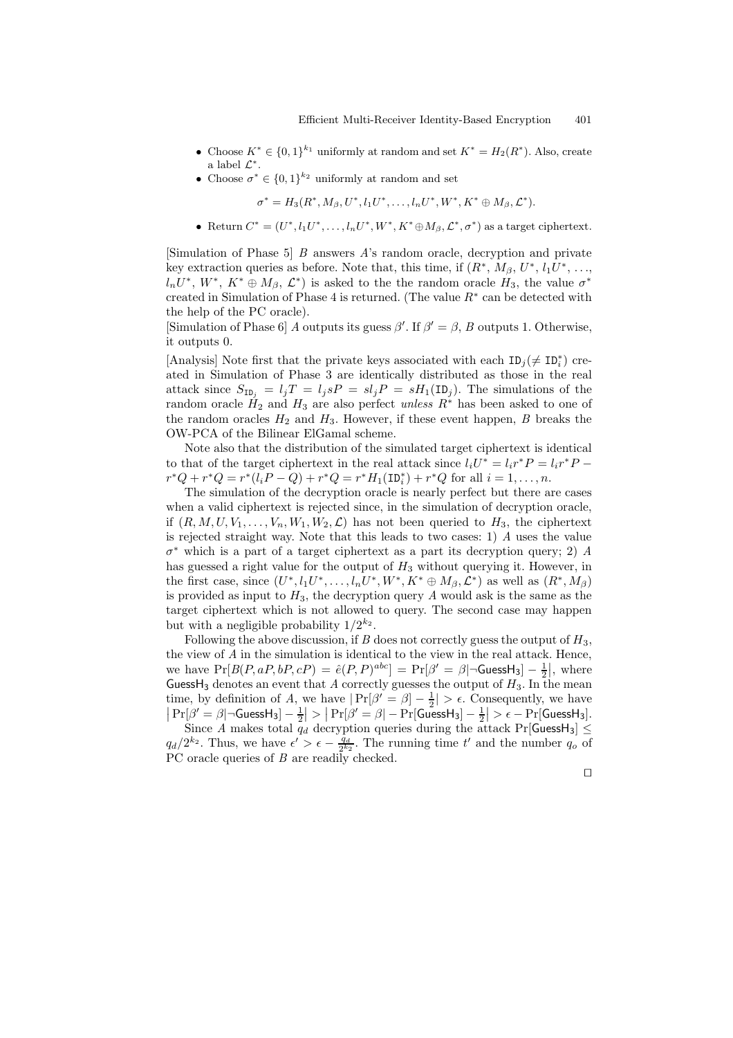- Choose $K^* \in \{0,1\}^{k_1}$ uniformly at random and set $K^* = H_2(R^*)$. Also, create a label $\mathcal{L}^*$.
- Choose $\sigma^* \in \{0,1\}^{k_2}$ uniformly at random and set

$$\sigma^* = H_3(R^*, M_\beta, U^*, l_1U^*, \ldots, l_nU^*, W^*, K^* \oplus M_\beta, \mathcal{L}^*).$$

- Return $C^* = (U^*, l_1U^*, \ldots, l_nU^*, W^*, K^* \oplus M_\beta, \mathcal{L}^*, \sigma^*)$ as a target ciphertext.

[Simulation of Phase 5] $B$ answers $A$'s random oracle, decryption and private key extraction queries as before. Note that, this time, if $(R^*, M_\beta, U^*, l_1U^*, \ldots, l_nU^*, W^*, K^* \oplus M_\beta, \mathcal{L}^*)$ is asked to the the random oracle $H_3$, the value $\sigma^*$ created in Simulation of Phase 4 is returned. (The value $R^*$ can be detected with the help of the PC oracle).

[Simulation of Phase 6] $A$ outputs its guess $\beta'$. If $\beta' = \beta$, $B$ outputs 1. Otherwise, it outputs 0.

[Analysis] Note first that the private keys associated with each $\mathtt{ID}_j (\neq \mathtt{ID}_i^*)$ created in Simulation of Phase 3 are identically distributed as those in the real attack since $S_{\mathtt{ID}_j} = l_jT = l_jsP = sl_jP = sH_1(\mathtt{ID}_j)$. The simulations of the random oracle $H_2$ and $H_3$ are also perfect *unless* $R^*$ has been asked to one of the random oracles $H_2$ and $H_3$. However, if these event happen, $B$ breaks the OW-PCA of the Bilinear ElGamal scheme.

Note also that the distribution of the simulated target ciphertext is identical to that of the target ciphertext in the real attack since $l_iU^* = l_ir^*P = l_ir^*P - r^*Q + r^*Q = r^*(l_iP - Q) + r^*Q = r^*H_1(\mathtt{ID}_i^*) + r^*Q$ for all $i = 1, \ldots, n$.

The simulation of the decryption oracle is nearly perfect but there are cases when a valid ciphertext is rejected since, in the simulation of decryption oracle, if $(R, M, U, V_1, \ldots, V_n, W_1, W_2, \mathcal{L})$ has not been queried to $H_3$, the ciphertext is rejected straight way. Note that this leads to two cases: 1) $A$ uses the value $\sigma^*$ which is a part of a target ciphertext as a part its decryption query; 2) $A$ has guessed a right value for the output of $H_3$ without querying it. However, in the first case, since $(U^*, l_1U^*, \ldots, l_nU^*, W^*, K^* \oplus M_\beta, \mathcal{L}^*)$ as well as $(R^*, M_\beta)$ is provided as input to $H_3$, the decryption query $A$ would ask is the same as the target ciphertext which is not allowed to query. The second case may happen but with a negligible probability $1/2^{k_2}$.

Following the above discussion, if $B$ does not correctly guess the output of $H_3$, the view of $A$ in the simulation is identical to the view in the real attack. Hence, we have $\Pr[B(P, aP, bP, cP) = \hat{e}(P,P)^{abc}] = \Pr[\beta' = \beta | \neg \mathsf{GuessH_3}] - \frac{1}{2}|$, where $\mathsf{GuessH_3}$ denotes an event that $A$ correctly guesses the output of $H_3$. In the mean time, by definition of $A$, we have $|\Pr[\beta' = \beta] - \frac{1}{2}| > \epsilon$. Consequently, we have $\big|\Pr[\beta' = \beta | \neg \mathsf{GuessH_3}] - \frac{1}{2}\big| > \big|\Pr[\beta' = \beta| - \Pr[\mathsf{GuessH_3}] - \frac{1}{2}\big| > \epsilon - \Pr[\mathsf{GuessH_3}]$.

Since $A$ makes total $q_d$ decryption queries during the attack $\Pr[\mathsf{GuessH_3}] \leq q_d/2^{k_2}$. Thus, we have $\epsilon' > \epsilon - \frac{q_d}{2^{k_2}}$. The running time $t'$ and the number $q_o$ of PC oracle queries of $B$ are readily checked.

□